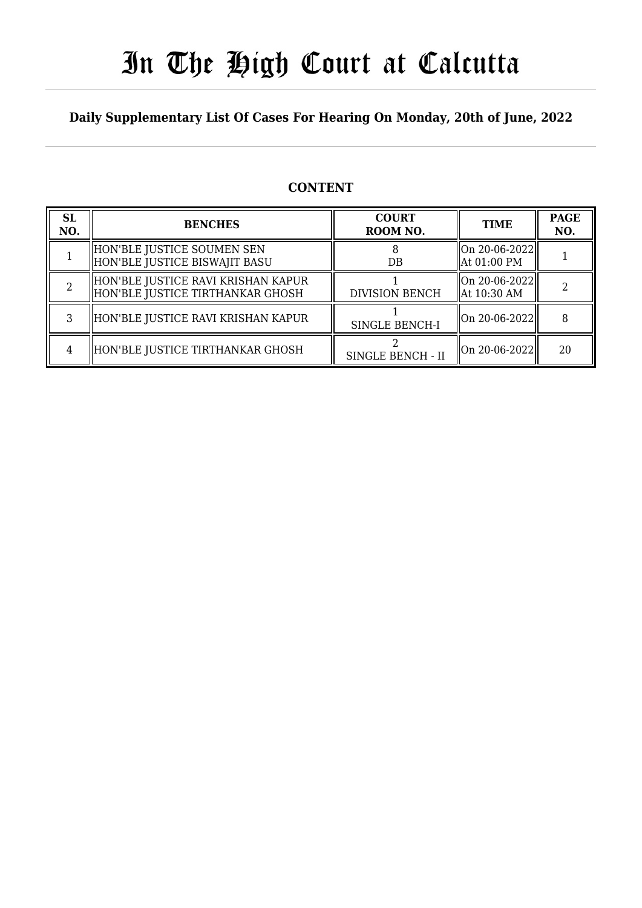# In The High Court at Calcutta

**Daily Supplementary List Of Cases For Hearing On Monday, 20th of June, 2022**

## CONTENT

| SL NO. | BENCHES | COURT ROOM NO. | TIME | PAGE NO. |
|---|---|---|---|---|
| 1 | HON'BLE JUSTICE SOUMEN SEN<br>HON'BLE JUSTICE BISWAJIT BASU | 8<br>DB | On 20-06-2022<br>At 01:00 PM | 1 |
| 2 | HON'BLE JUSTICE RAVI KRISHAN KAPUR<br>HON'BLE JUSTICE TIRTHANKAR GHOSH | 1<br>DIVISION BENCH | On 20-06-2022<br>At 10:30 AM | 2 |
| 3 | HON'BLE JUSTICE RAVI KRISHAN KAPUR | 1<br>SINGLE BENCH-I | On 20-06-2022 | 8 |
| 4 | HON'BLE JUSTICE TIRTHANKAR GHOSH | 2<br>SINGLE BENCH - II | On 20-06-2022 | 20 |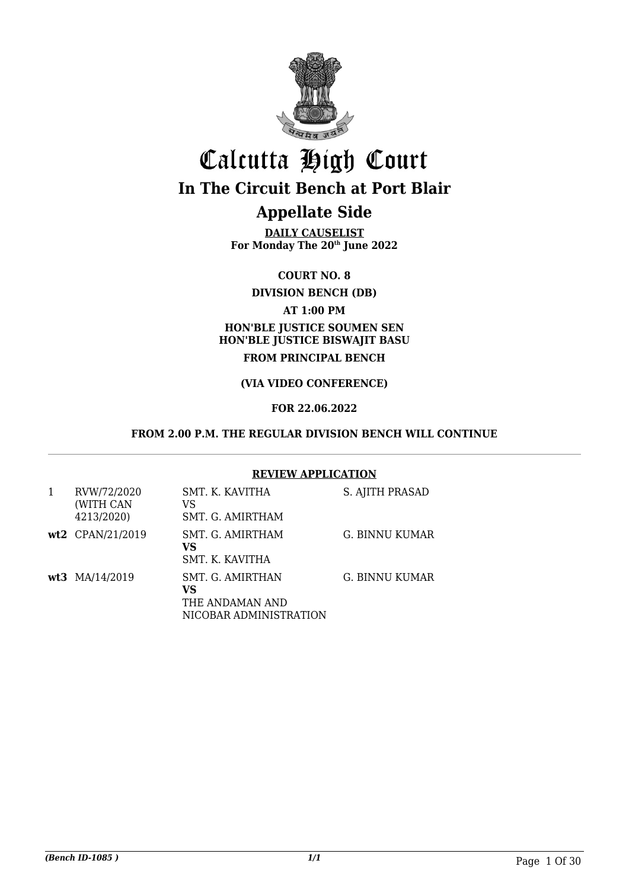# Calcutta High Court

## In The Circuit Bench at Port Blair

## Appellate Side

**DAILY CAUSELIST**
**For Monday The 20th June 2022**

**COURT NO. 8**

**DIVISION BENCH (DB)**

**AT 1:00 PM**

**HON'BLE JUSTICE SOUMEN SEN**
**HON'BLE JUSTICE BISWAJIT BASU**

**FROM PRINCIPAL BENCH**

**(VIA VIDEO CONFERENCE)**

**FOR 22.06.2022**

**FROM 2.00 P.M. THE REGULAR DIVISION BENCH WILL CONTINUE**

---

**REVIEW APPLICATION**

| | | | |
|---|---|---|---|
| 1 | RVW/72/2020 (WITH CAN 4213/2020) | SMT. K. KAVITHA VS SMT. G. AMIRTHAM | S. AJITH PRASAD |
| **wt2** | CPAN/21/2019 | SMT. G. AMIRTHAM **VS** SMT. K. KAVITHA | G. BINNU KUMAR |
| **wt3** | MA/14/2019 | SMT. G. AMIRTHAN **VS** THE ANDAMAN AND NICOBAR ADMINISTRATION | G. BINNU KUMAR |

*(Bench ID-1085 )* 1/1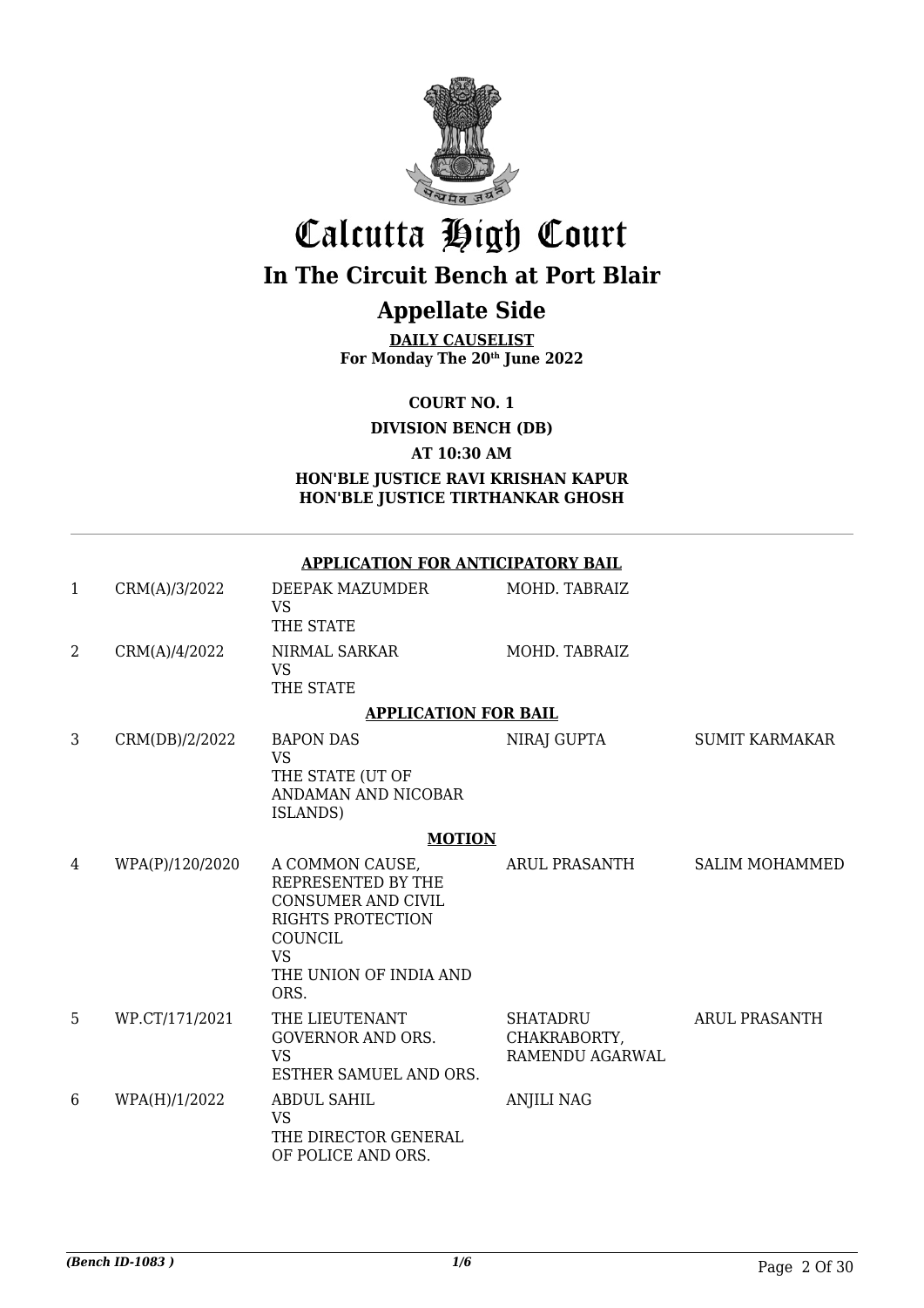# Calcutta High Court

## In The Circuit Bench at Port Blair

## Appellate Side

**DAILY CAUSELIST**
**For Monday The 20th June 2022**

**COURT NO. 1**

**DIVISION BENCH (DB)**

**AT 10:30 AM**

**HON'BLE JUSTICE RAVI KRISHAN KAPUR**
**HON'BLE JUSTICE TIRTHANKAR GHOSH**

**APPLICATION FOR ANTICIPATORY BAIL**

| | | | | |
|---|---|---|---|---|
| 1 | CRM(A)/3/2022 | DEEPAK MAZUMDER VS THE STATE | MOHD. TABRAIZ | |
| 2 | CRM(A)/4/2022 | NIRMAL SARKAR VS THE STATE | MOHD. TABRAIZ | |

**APPLICATION FOR BAIL**

| | | | | |
|---|---|---|---|---|
| 3 | CRM(DB)/2/2022 | BAPON DAS VS THE STATE (UT OF ANDAMAN AND NICOBAR ISLANDS) | NIRAJ GUPTA | SUMIT KARMAKAR |

**MOTION**

| | | | | |
|---|---|---|---|---|
| 4 | WPA(P)/120/2020 | A COMMON CAUSE, REPRESENTED BY THE CONSUMER AND CIVIL RIGHTS PROTECTION COUNCIL VS THE UNION OF INDIA AND ORS. | ARUL PRASANTH | SALIM MOHAMMED |
| 5 | WP.CT/171/2021 | THE LIEUTENANT GOVERNOR AND ORS. VS ESTHER SAMUEL AND ORS. | SHATADRU CHAKRABORTY, RAMENDU AGARWAL | ARUL PRASANTH |
| 6 | WPA(H)/1/2022 | ABDUL SAHIL VS THE DIRECTOR GENERAL OF POLICE AND ORS. | ANJILI NAG | |

*(Bench ID-1083 )* 1/6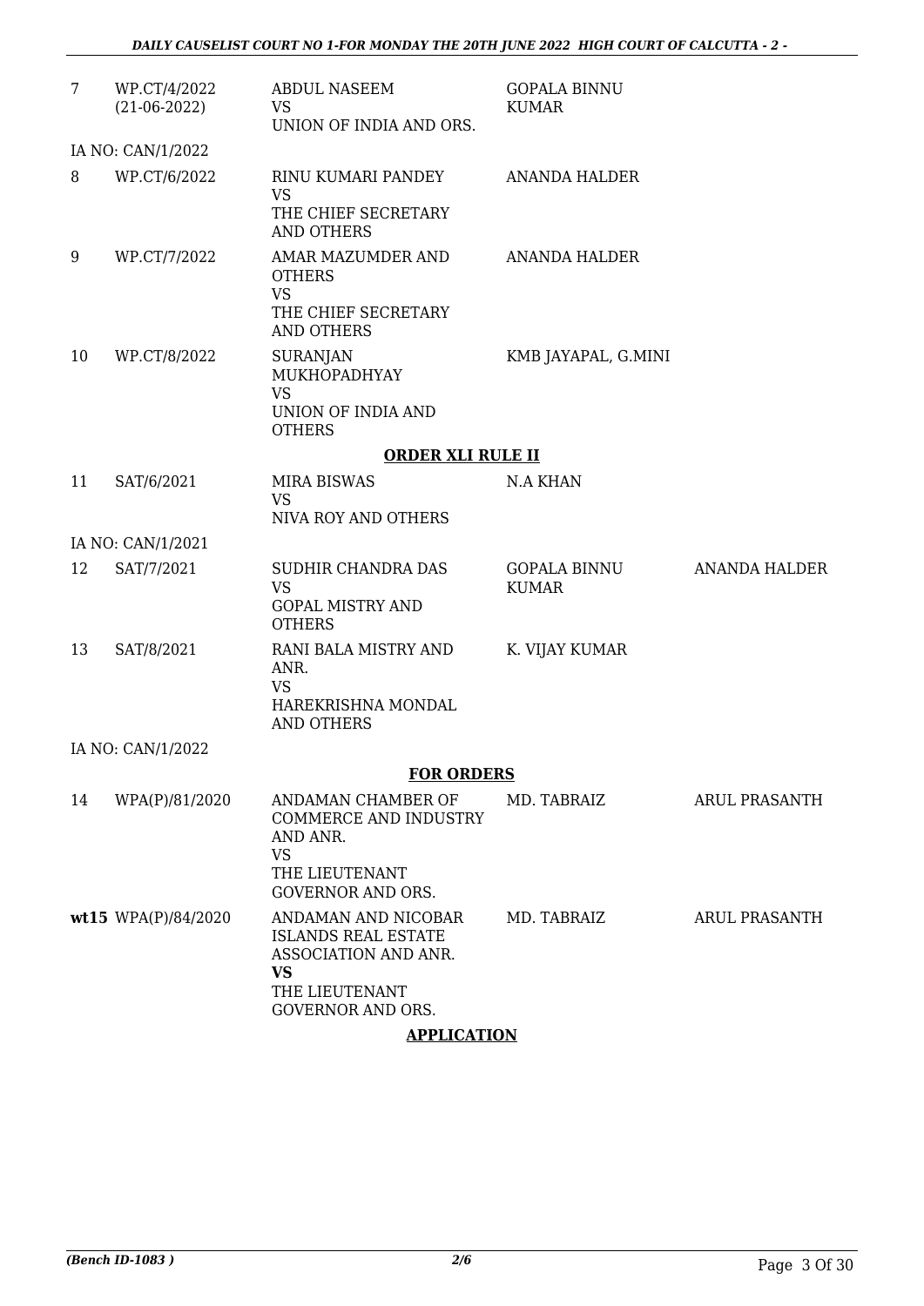| 7 | WP.CT/4/2022 (21-06-2022) | ABDUL NASEEM VS UNION OF INDIA AND ORS. | GOPALA BINNU KUMAR | |
|---|---|---|---|---|
| | IA NO: CAN/1/2022 | | | |
| 8 | WP.CT/6/2022 | RINU KUMARI PANDEY VS THE CHIEF SECRETARY AND OTHERS | ANANDA HALDER | |
| 9 | WP.CT/7/2022 | AMAR MAZUMDER AND OTHERS VS THE CHIEF SECRETARY AND OTHERS | ANANDA HALDER | |
| 10 | WP.CT/8/2022 | SURANJAN MUKHOPADHYAY VS UNION OF INDIA AND OTHERS | KMB JAYAPAL, G.MINI | |

**ORDER XLI RULE II**

| 11 | SAT/6/2021 | MIRA BISWAS VS NIVA ROY AND OTHERS | N.A KHAN | |
|---|---|---|---|---|
| | IA NO: CAN/1/2021 | | | |
| 12 | SAT/7/2021 | SUDHIR CHANDRA DAS VS GOPAL MISTRY AND OTHERS | GOPALA BINNU KUMAR | ANANDA HALDER |
| 13 | SAT/8/2021 | RANI BALA MISTRY AND ANR. VS HAREKRISHNA MONDAL AND OTHERS | K. VIJAY KUMAR | |
| | IA NO: CAN/1/2022 | | | |

**FOR ORDERS**

| 14 | WPA(P)/81/2020 | ANDAMAN CHAMBER OF COMMERCE AND INDUSTRY AND ANR. VS THE LIEUTENANT GOVERNOR AND ORS. | MD. TABRAIZ | ARUL PRASANTH |
|---|---|---|---|---|
| **wt15** | WPA(P)/84/2020 | ANDAMAN AND NICOBAR ISLANDS REAL ESTATE ASSOCIATION AND ANR. **VS** THE LIEUTENANT GOVERNOR AND ORS. | MD. TABRAIZ | ARUL PRASANTH |

**APPLICATION**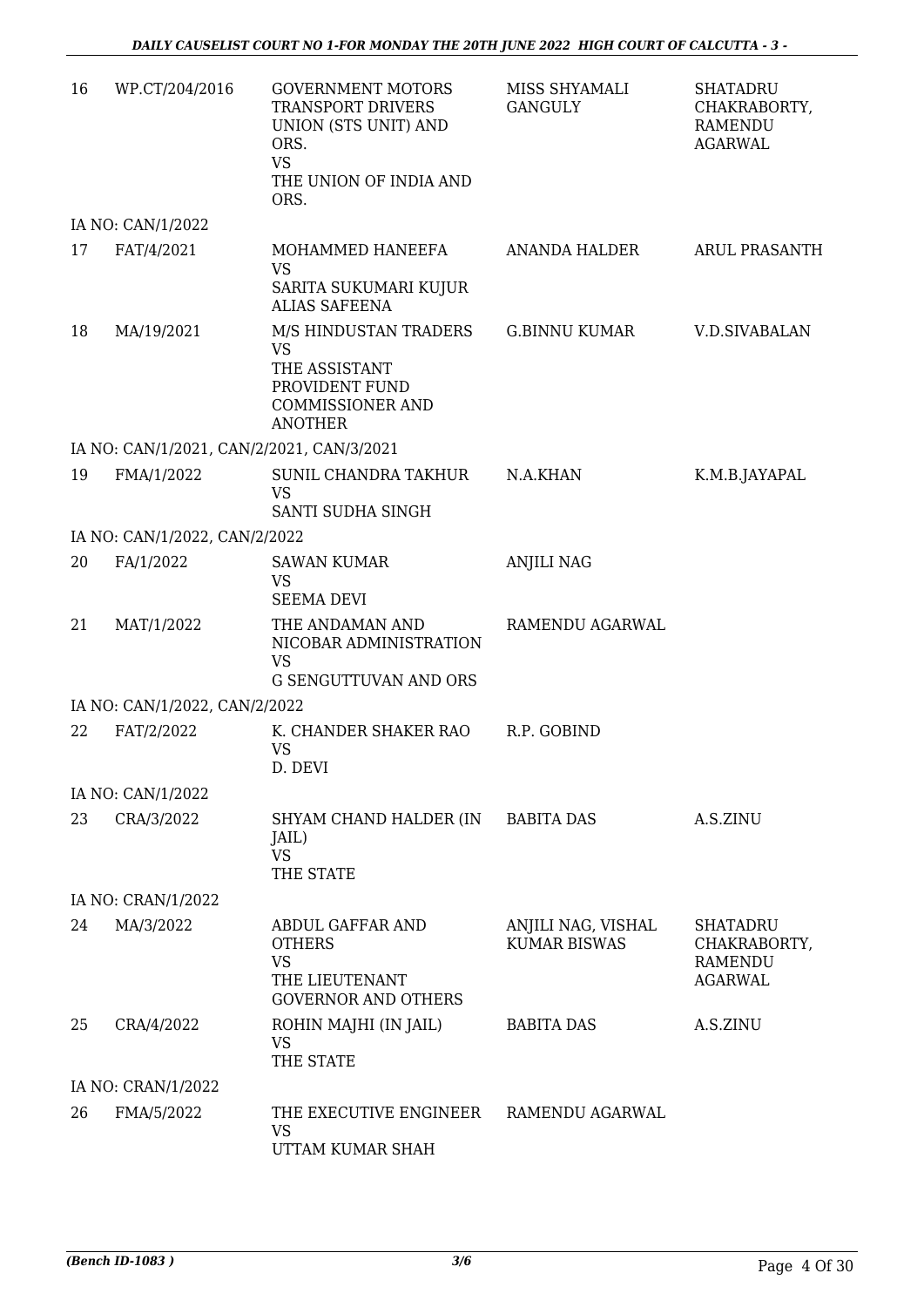| | | | | |
|---|---|---|---|---|
| 16 | WP.CT/204/2016 | GOVERNMENT MOTORS TRANSPORT DRIVERS UNION (STS UNIT) AND ORS. VS THE UNION OF INDIA AND ORS. | MISS SHYAMALI GANGULY | SHATADRU CHAKRABORTY, RAMENDU AGARWAL |
| | IA NO: CAN/1/2022 | | | |
| 17 | FAT/4/2021 | MOHAMMED HANEEFA VS SARITA SUKUMARI KUJUR ALIAS SAFEENA | ANANDA HALDER | ARUL PRASANTH |
| 18 | MA/19/2021 | M/S HINDUSTAN TRADERS VS THE ASSISTANT PROVIDENT FUND COMMISSIONER AND ANOTHER | G.BINNU KUMAR | V.D.SIVABALAN |
| | IA NO: CAN/1/2021, CAN/2/2021, CAN/3/2021 | | | |
| 19 | FMA/1/2022 | SUNIL CHANDRA TAKHUR VS SANTI SUDHA SINGH | N.A.KHAN | K.M.B.JAYAPAL |
| | IA NO: CAN/1/2022, CAN/2/2022 | | | |
| 20 | FA/1/2022 | SAWAN KUMAR VS SEEMA DEVI | ANJILI NAG | |
| 21 | MAT/1/2022 | THE ANDAMAN AND NICOBAR ADMINISTRATION VS G SENGUTTUVAN AND ORS | RAMENDU AGARWAL | |
| | IA NO: CAN/1/2022, CAN/2/2022 | | | |
| 22 | FAT/2/2022 | K. CHANDER SHAKER RAO VS D. DEVI | R.P. GOBIND | |
| | IA NO: CAN/1/2022 | | | |
| 23 | CRA/3/2022 | SHYAM CHAND HALDER (IN JAIL) VS THE STATE | BABITA DAS | A.S.ZINU |
| | IA NO: CRAN/1/2022 | | | |
| 24 | MA/3/2022 | ABDUL GAFFAR AND OTHERS VS THE LIEUTENANT GOVERNOR AND OTHERS | ANJILI NAG, VISHAL KUMAR BISWAS | SHATADRU CHAKRABORTY, RAMENDU AGARWAL |
| 25 | CRA/4/2022 | ROHIN MAJHI (IN JAIL) VS THE STATE | BABITA DAS | A.S.ZINU |
| | IA NO: CRAN/1/2022 | | | |
| 26 | FMA/5/2022 | THE EXECUTIVE ENGINEER VS UTTAM KUMAR SHAH | RAMENDU AGARWAL | |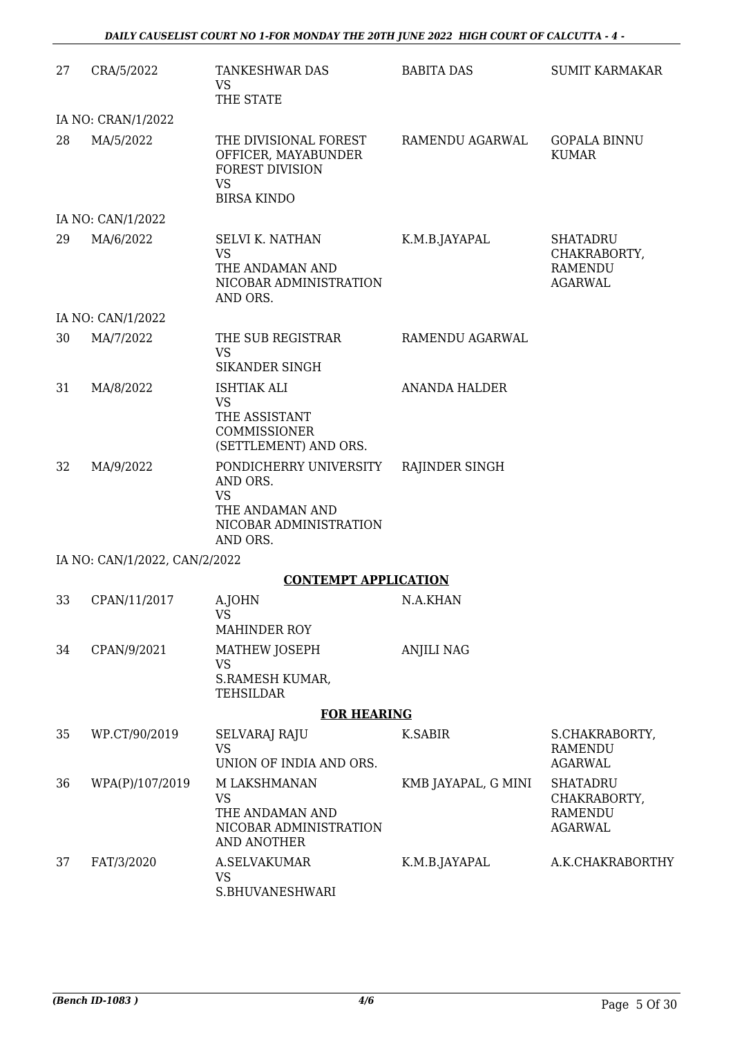| | | | | |
|---|---|---|---|---|
| 27 | CRA/5/2022 | TANKESHWAR DAS<br>VS<br>THE STATE | BABITA DAS | SUMIT KARMAKAR |
| | IA NO: CRAN/1/2022 | | | |
| 28 | MA/5/2022 | THE DIVISIONAL FOREST OFFICER, MAYABUNDER FOREST DIVISION<br>VS<br>BIRSA KINDO | RAMENDU AGARWAL | GOPALA BINNU KUMAR |
| | IA NO: CAN/1/2022 | | | |
| 29 | MA/6/2022 | SELVI K. NATHAN<br>VS<br>THE ANDAMAN AND NICOBAR ADMINISTRATION AND ORS. | K.M.B.JAYAPAL | SHATADRU CHAKRABORTY, RAMENDU AGARWAL |
| | IA NO: CAN/1/2022 | | | |
| 30 | MA/7/2022 | THE SUB REGISTRAR<br>VS<br>SIKANDER SINGH | RAMENDU AGARWAL | |
| 31 | MA/8/2022 | ISHTIAK ALI<br>VS<br>THE ASSISTANT COMMISSIONER (SETTLEMENT) AND ORS. | ANANDA HALDER | |
| 32 | MA/9/2022 | PONDICHERRY UNIVERSITY AND ORS.<br>VS<br>THE ANDAMAN AND NICOBAR ADMINISTRATION AND ORS. | RAJINDER SINGH | |
| | IA NO: CAN/1/2022, CAN/2/2022 | | | |

## CONTEMPT APPLICATION

| | | | | |
|---|---|---|---|---|
| 33 | CPAN/11/2017 | A.JOHN<br>VS<br>MAHINDER ROY | N.A.KHAN | |
| 34 | CPAN/9/2021 | MATHEW JOSEPH<br>VS<br>S.RAMESH KUMAR, TEHSILDAR | ANJILI NAG | |

## FOR HEARING

| | | | | |
|---|---|---|---|---|
| 35 | WP.CT/90/2019 | SELVARAJ RAJU<br>VS<br>UNION OF INDIA AND ORS. | K.SABIR | S.CHAKRABORTY, RAMENDU AGARWAL |
| 36 | WPA(P)/107/2019 | M LAKSHMANAN<br>VS<br>THE ANDAMAN AND NICOBAR ADMINISTRATION AND ANOTHER | KMB JAYAPAL, G MINI | SHATADRU CHAKRABORTY, RAMENDU AGARWAL |
| 37 | FAT/3/2020 | A.SELVAKUMAR<br>VS<br>S.BHUVANESHWARI | K.M.B.JAYAPAL | A.K.CHAKRABORTHY |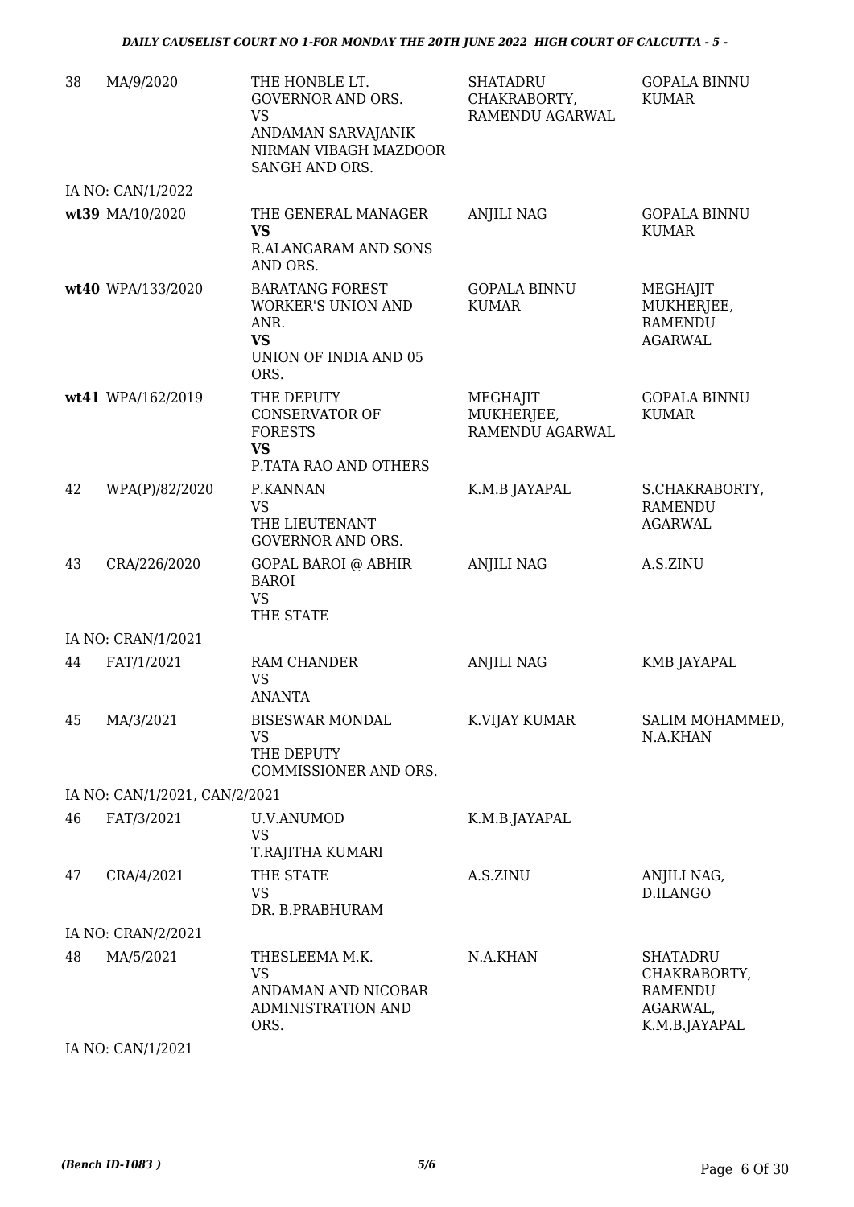| | | | | |
|---|---|---|---|---|
| 38 | MA/9/2020 | THE HONBLE LT. GOVERNOR AND ORS.<br>VS<br>ANDAMAN SARVAJANIK NIRMAN VIBAGH MAZDOOR SANGH AND ORS. | SHATADRU CHAKRABORTY, RAMENDU AGARWAL | GOPALA BINNU KUMAR |
| | IA NO: CAN/1/2022 | | | |
| **wt39** | MA/10/2020 | THE GENERAL MANAGER<br>**VS**<br>R.ALANGARAM AND SONS AND ORS. | ANJILI NAG | GOPALA BINNU KUMAR |
| **wt40** | WPA/133/2020 | BARATANG FOREST WORKER'S UNION AND ANR.<br>**VS**<br>UNION OF INDIA AND 05 ORS. | GOPALA BINNU KUMAR | MEGHAJIT MUKHERJEE, RAMENDU AGARWAL |
| **wt41** | WPA/162/2019 | THE DEPUTY CONSERVATOR OF FORESTS<br>**VS**<br>P.TATA RAO AND OTHERS | MEGHAJIT MUKHERJEE, RAMENDU AGARWAL | GOPALA BINNU KUMAR |
| 42 | WPA(P)/82/2020 | P.KANNAN<br>VS<br>THE LIEUTENANT GOVERNOR AND ORS. | K.M.B JAYAPAL | S.CHAKRABORTY, RAMENDU AGARWAL |
| 43 | CRA/226/2020 | GOPAL BAROI @ ABHIR BAROI<br>VS<br>THE STATE | ANJILI NAG | A.S.ZINU |
| | IA NO: CRAN/1/2021 | | | |
| 44 | FAT/1/2021 | RAM CHANDER<br>VS<br>ANANTA | ANJILI NAG | KMB JAYAPAL |
| 45 | MA/3/2021 | BISESWAR MONDAL<br>VS<br>THE DEPUTY COMMISSIONER AND ORS. | K.VIJAY KUMAR | SALIM MOHAMMED, N.A.KHAN |
| | IA NO: CAN/1/2021, CAN/2/2021 | | | |
| 46 | FAT/3/2021 | U.V.ANUMOD<br>VS<br>T.RAJITHA KUMARI | K.M.B.JAYAPAL | |
| 47 | CRA/4/2021 | THE STATE<br>VS<br>DR. B.PRABHURAM | A.S.ZINU | ANJILI NAG, D.ILANGO |
| | IA NO: CRAN/2/2021 | | | |
| 48 | MA/5/2021 | THESLEEMA M.K.<br>VS<br>ANDAMAN AND NICOBAR ADMINISTRATION AND ORS. | N.A.KHAN | SHATADRU CHAKRABORTY, RAMENDU AGARWAL, K.M.B.JAYAPAL |
| | IA NO: CAN/1/2021 | | | |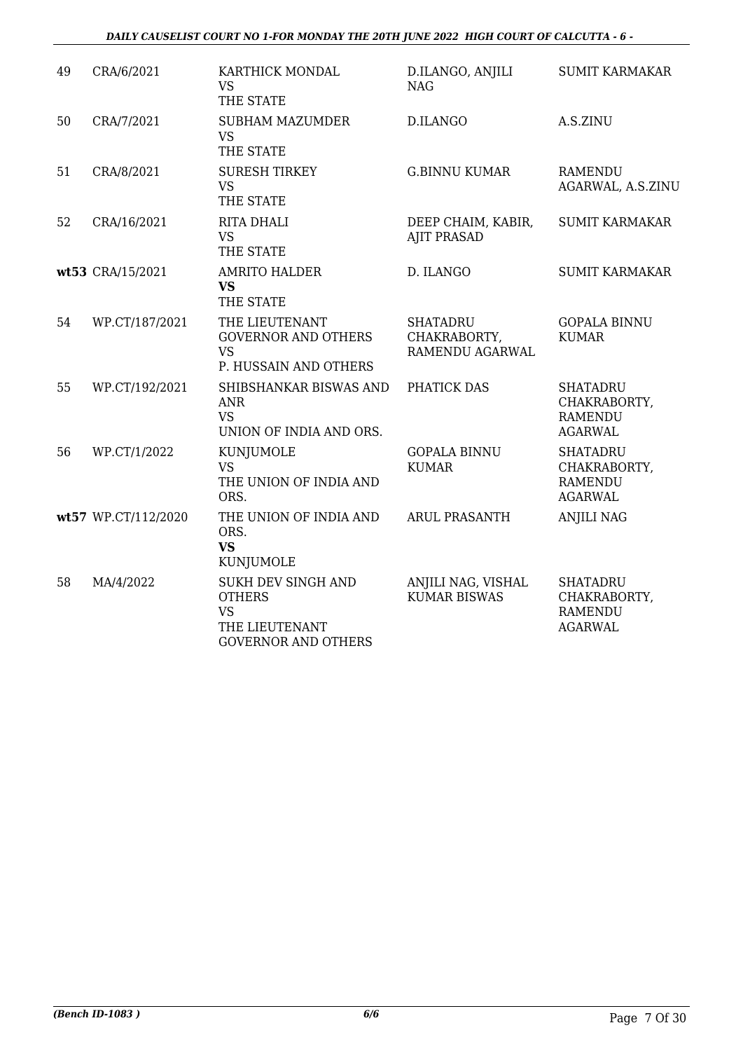| 49 | CRA/6/2021 | KARTHICK MONDAL<br>VS<br>THE STATE | D.ILANGO, ANJILI NAG | SUMIT KARMAKAR |
|---|---|---|---|---|
| 50 | CRA/7/2021 | SUBHAM MAZUMDER<br>VS<br>THE STATE | D.ILANGO | A.S.ZINU |
| 51 | CRA/8/2021 | SURESH TIRKEY<br>VS<br>THE STATE | G.BINNU KUMAR | RAMENDU AGARWAL, A.S.ZINU |
| 52 | CRA/16/2021 | RITA DHALI<br>VS<br>THE STATE | DEEP CHAIM, KABIR, AJIT PRASAD | SUMIT KARMAKAR |
| **wt**53 | CRA/15/2021 | AMRITO HALDER<br>**VS**<br>THE STATE | D. ILANGO | SUMIT KARMAKAR |
| 54 | WP.CT/187/2021 | THE LIEUTENANT GOVERNOR AND OTHERS<br>VS<br>P. HUSSAIN AND OTHERS | SHATADRU CHAKRABORTY, RAMENDU AGARWAL | GOPALA BINNU KUMAR |
| 55 | WP.CT/192/2021 | SHIBSHANKAR BISWAS AND ANR<br>VS<br>UNION OF INDIA AND ORS. | PHATICK DAS | SHATADRU CHAKRABORTY, RAMENDU AGARWAL |
| 56 | WP.CT/1/2022 | KUNJUMOLE<br>VS<br>THE UNION OF INDIA AND ORS. | GOPALA BINNU KUMAR | SHATADRU CHAKRABORTY, RAMENDU AGARWAL |
| **wt**57 | WP.CT/112/2020 | THE UNION OF INDIA AND ORS.<br>**VS**<br>KUNJUMOLE | ARUL PRASANTH | ANJILI NAG |
| 58 | MA/4/2022 | SUKH DEV SINGH AND OTHERS<br>VS<br>THE LIEUTENANT GOVERNOR AND OTHERS | ANJILI NAG, VISHAL KUMAR BISWAS | SHATADRU CHAKRABORTY, RAMENDU AGARWAL |

*(Bench ID-1083 )* 6/6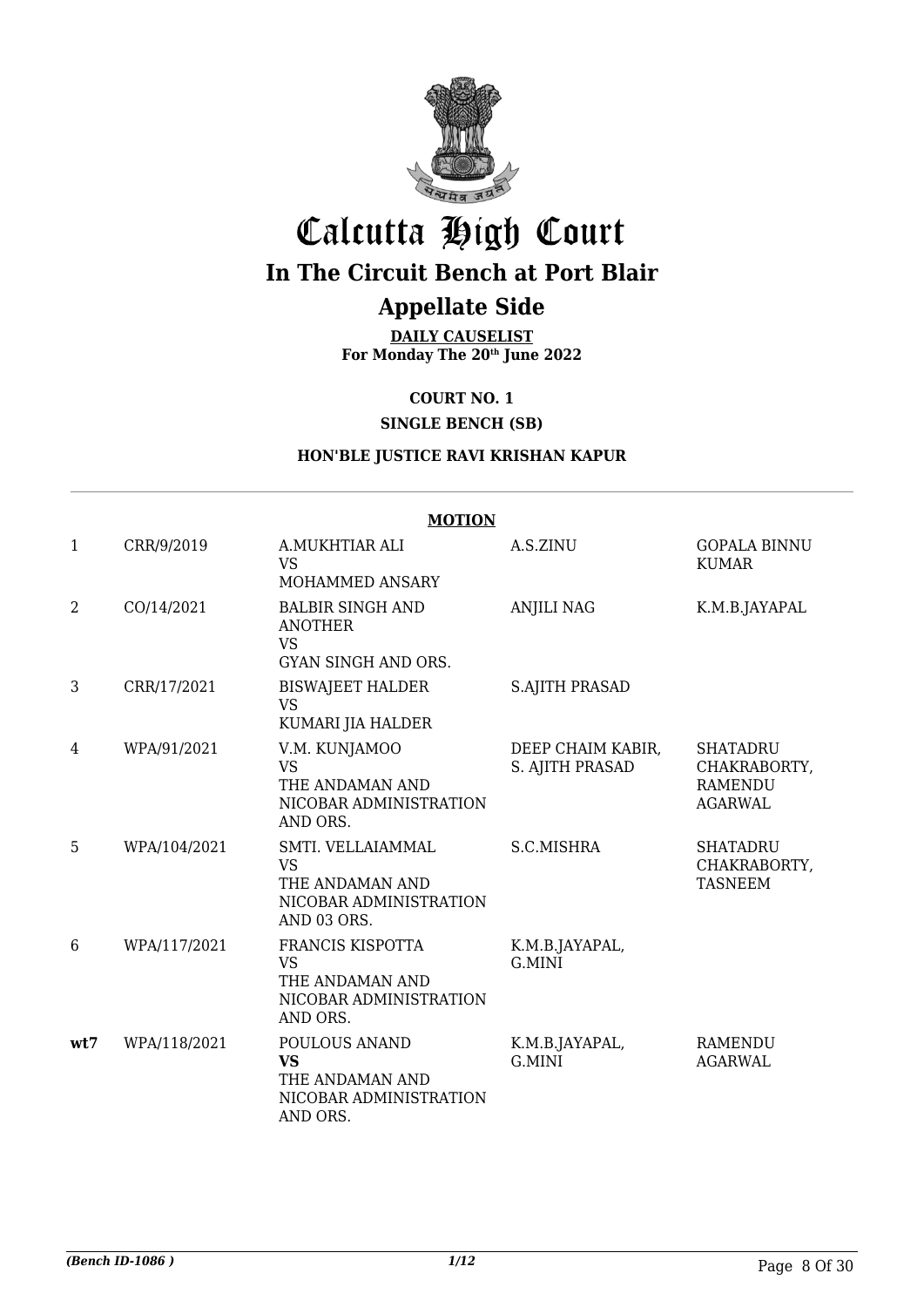# Calcutta High Court

## In The Circuit Bench at Port Blair

## Appellate Side

**DAILY CAUSELIST**
**For Monday The 20th June 2022**

**COURT NO. 1**

**SINGLE BENCH (SB)**

**HON'BLE JUSTICE RAVI KRISHAN KAPUR**

**MOTION**

| | | | | |
|---|---|---|---|---|
| 1 | CRR/9/2019 | A.MUKHTIAR ALI<br>VS<br>MOHAMMED ANSARY | A.S.ZINU | GOPALA BINNU KUMAR |
| 2 | CO/14/2021 | BALBIR SINGH AND ANOTHER<br>VS<br>GYAN SINGH AND ORS. | ANJILI NAG | K.M.B.JAYAPAL |
| 3 | CRR/17/2021 | BISWAJEET HALDER<br>VS<br>KUMARI JIA HALDER | S.AJITH PRASAD | |
| 4 | WPA/91/2021 | V.M. KUNJAMOO<br>VS<br>THE ANDAMAN AND NICOBAR ADMINISTRATION AND ORS. | DEEP CHAIM KABIR, S. AJITH PRASAD | SHATADRU CHAKRABORTY, RAMENDU AGARWAL |
| 5 | WPA/104/2021 | SMTI. VELLAIAMMAL<br>VS<br>THE ANDAMAN AND NICOBAR ADMINISTRATION AND 03 ORS. | S.C.MISHRA | SHATADRU CHAKRABORTY, TASNEEM |
| 6 | WPA/117/2021 | FRANCIS KISPOTTA<br>VS<br>THE ANDAMAN AND NICOBAR ADMINISTRATION AND ORS. | K.M.B.JAYAPAL, G.MINI | |
| **wt7** | WPA/118/2021 | POULOUS ANAND<br>**VS**<br>THE ANDAMAN AND NICOBAR ADMINISTRATION AND ORS. | K.M.B.JAYAPAL, G.MINI | RAMENDU AGARWAL |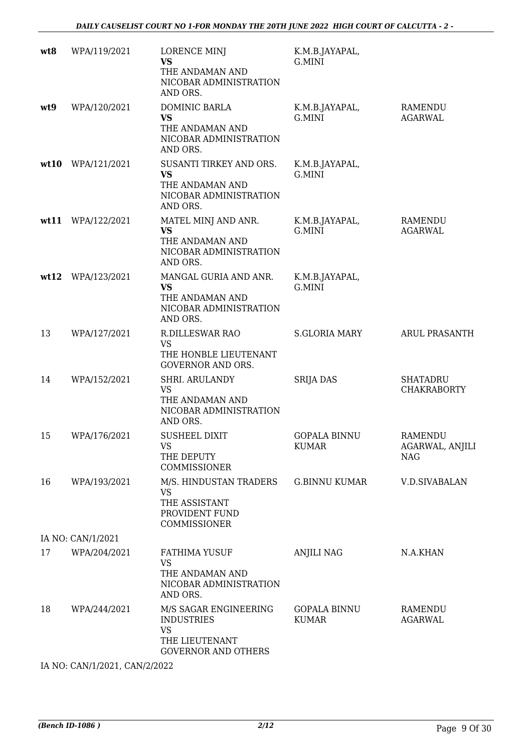| | | | | |
|---|---|---|---|---|
| **wt8** | WPA/119/2021 | LORENCE MINJ<br>**VS**<br>THE ANDAMAN AND NICOBAR ADMINISTRATION AND ORS. | K.M.B.JAYAPAL, G.MINI | |
| **wt9** | WPA/120/2021 | DOMINIC BARLA<br>**VS**<br>THE ANDAMAN AND NICOBAR ADMINISTRATION AND ORS. | K.M.B.JAYAPAL, G.MINI | RAMENDU AGARWAL |
| **wt10** | WPA/121/2021 | SUSANTI TIRKEY AND ORS.<br>**VS**<br>THE ANDAMAN AND NICOBAR ADMINISTRATION AND ORS. | K.M.B.JAYAPAL, G.MINI | |
| **wt11** | WPA/122/2021 | MATEL MINJ AND ANR.<br>**VS**<br>THE ANDAMAN AND NICOBAR ADMINISTRATION AND ORS. | K.M.B.JAYAPAL, G.MINI | RAMENDU AGARWAL |
| **wt12** | WPA/123/2021 | MANGAL GURIA AND ANR.<br>**VS**<br>THE ANDAMAN AND NICOBAR ADMINISTRATION AND ORS. | K.M.B.JAYAPAL, G.MINI | |
| 13 | WPA/127/2021 | R.DILLESWAR RAO<br>VS<br>THE HONBLE LIEUTENANT GOVERNOR AND ORS. | S.GLORIA MARY | ARUL PRASANTH |
| 14 | WPA/152/2021 | SHRI. ARULANDY<br>VS<br>THE ANDAMAN AND NICOBAR ADMINISTRATION AND ORS. | SRIJA DAS | SHATADRU CHAKRABORTY |
| 15 | WPA/176/2021 | SUSHEEL DIXIT<br>VS<br>THE DEPUTY COMMISSIONER | GOPALA BINNU KUMAR | RAMENDU AGARWAL, ANJILI NAG |
| 16 | WPA/193/2021 | M/S. HINDUSTAN TRADERS<br>VS<br>THE ASSISTANT PROVIDENT FUND COMMISSIONER | G.BINNU KUMAR | V.D.SIVABALAN |
| | IA NO: CAN/1/2021 | | | |
| 17 | WPA/204/2021 | FATHIMA YUSUF<br>VS<br>THE ANDAMAN AND NICOBAR ADMINISTRATION AND ORS. | ANJILI NAG | N.A.KHAN |
| 18 | WPA/244/2021 | M/S SAGAR ENGINEERING INDUSTRIES<br>VS<br>THE LIEUTENANT GOVERNOR AND OTHERS | GOPALA BINNU KUMAR | RAMENDU AGARWAL |
| | IA NO: CAN/1/2021, CAN/2/2022 | | | |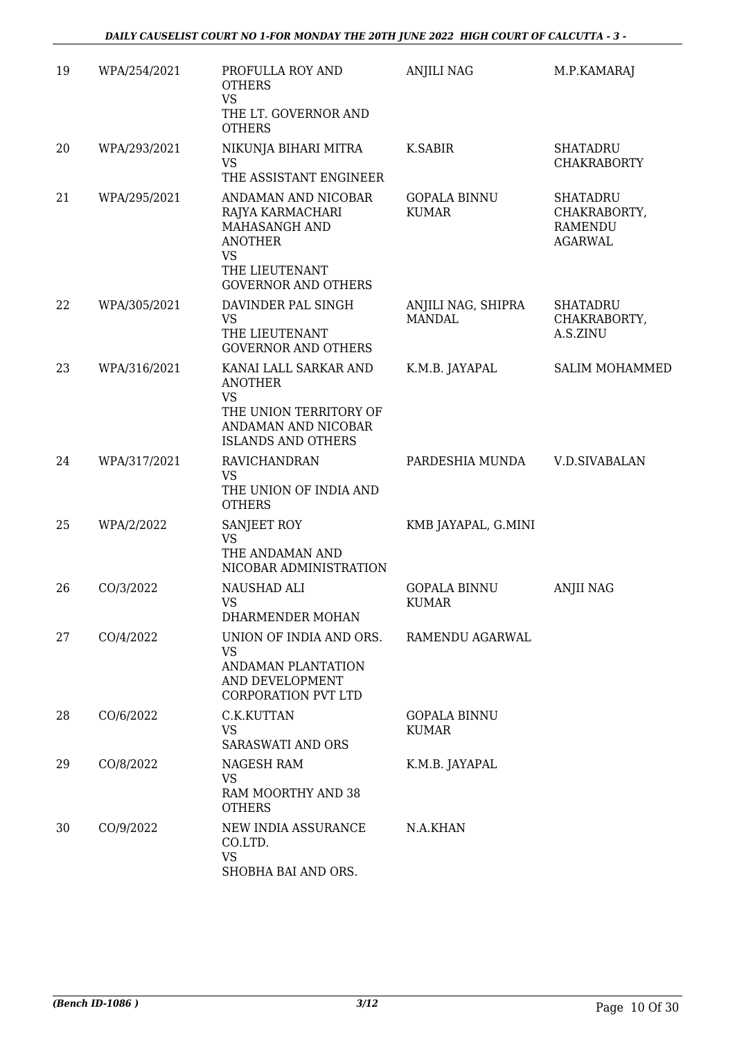| 19 | WPA/254/2021 | PROFULLA ROY AND OTHERS<br>VS<br>THE LT. GOVERNOR AND OTHERS | ANJILI NAG | M.P.KAMARAJ |
|---|---|---|---|---|
| 20 | WPA/293/2021 | NIKUNJA BIHARI MITRA<br>VS<br>THE ASSISTANT ENGINEER | K.SABIR | SHATADRU CHAKRABORTY |
| 21 | WPA/295/2021 | ANDAMAN AND NICOBAR RAJYA KARMACHARI MAHASANGH AND ANOTHER<br>VS<br>THE LIEUTENANT GOVERNOR AND OTHERS | GOPALA BINNU KUMAR | SHATADRU CHAKRABORTY, RAMENDU AGARWAL |
| 22 | WPA/305/2021 | DAVINDER PAL SINGH<br>VS<br>THE LIEUTENANT GOVERNOR AND OTHERS | ANJILI NAG, SHIPRA MANDAL | SHATADRU CHAKRABORTY, A.S.ZINU |
| 23 | WPA/316/2021 | KANAI LALL SARKAR AND ANOTHER<br>VS<br>THE UNION TERRITORY OF ANDAMAN AND NICOBAR ISLANDS AND OTHERS | K.M.B. JAYAPAL | SALIM MOHAMMED |
| 24 | WPA/317/2021 | RAVICHANDRAN<br>VS<br>THE UNION OF INDIA AND OTHERS | PARDESHIA MUNDA | V.D.SIVABALAN |
| 25 | WPA/2/2022 | SANJEET ROY<br>VS<br>THE ANDAMAN AND NICOBAR ADMINISTRATION | KMB JAYAPAL, G.MINI | |
| 26 | CO/3/2022 | NAUSHAD ALI<br>VS<br>DHARMENDER MOHAN | GOPALA BINNU KUMAR | ANJII NAG |
| 27 | CO/4/2022 | UNION OF INDIA AND ORS.<br>VS<br>ANDAMAN PLANTATION AND DEVELOPMENT CORPORATION PVT LTD | RAMENDU AGARWAL | |
| 28 | CO/6/2022 | C.K.KUTTAN<br>VS<br>SARASWATI AND ORS | GOPALA BINNU KUMAR | |
| 29 | CO/8/2022 | NAGESH RAM<br>VS<br>RAM MOORTHY AND 38 OTHERS | K.M.B. JAYAPAL | |
| 30 | CO/9/2022 | NEW INDIA ASSURANCE CO.LTD.<br>VS<br>SHOBHA BAI AND ORS. | N.A.KHAN | |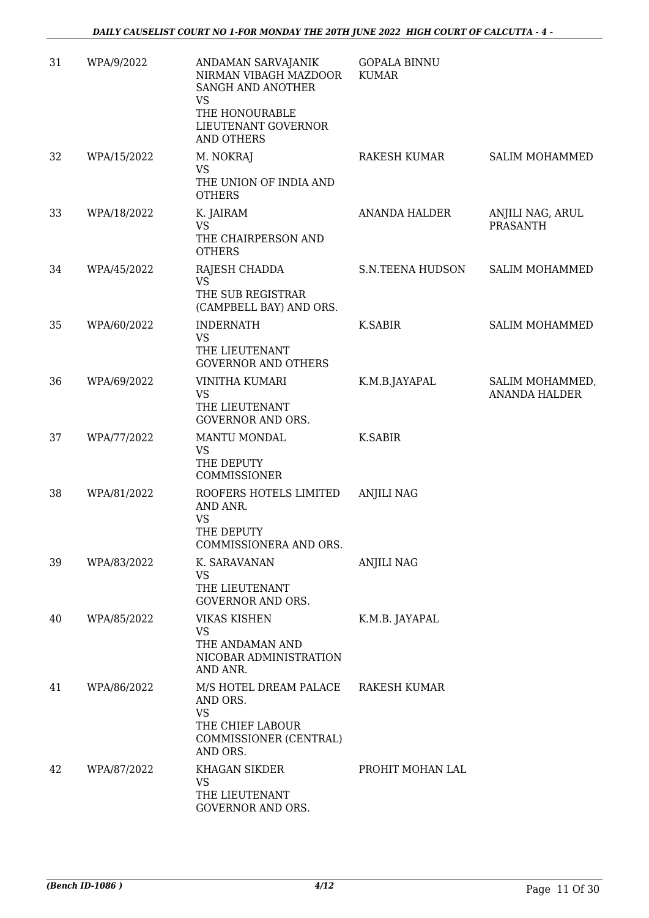| | | | | |
|---|---|---|---|---|
| 31 | WPA/9/2022 | ANDAMAN SARVAJANIK NIRMAN VIBAGH MAZDOOR SANGH AND ANOTHER<br>VS<br>THE HONOURABLE LIEUTENANT GOVERNOR AND OTHERS | GOPALA BINNU KUMAR | |
| 32 | WPA/15/2022 | M. NOKRAJ<br>VS<br>THE UNION OF INDIA AND OTHERS | RAKESH KUMAR | SALIM MOHAMMED |
| 33 | WPA/18/2022 | K. JAIRAM<br>VS<br>THE CHAIRPERSON AND OTHERS | ANANDA HALDER | ANJILI NAG, ARUL PRASANTH |
| 34 | WPA/45/2022 | RAJESH CHADDA<br>VS<br>THE SUB REGISTRAR (CAMPBELL BAY) AND ORS. | S.N.TEENA HUDSON | SALIM MOHAMMED |
| 35 | WPA/60/2022 | INDERNATH<br>VS<br>THE LIEUTENANT GOVERNOR AND OTHERS | K.SABIR | SALIM MOHAMMED |
| 36 | WPA/69/2022 | VINITHA KUMARI<br>VS<br>THE LIEUTENANT GOVERNOR AND ORS. | K.M.B.JAYAPAL | SALIM MOHAMMED, ANANDA HALDER |
| 37 | WPA/77/2022 | MANTU MONDAL<br>VS<br>THE DEPUTY COMMISSIONER | K.SABIR | |
| 38 | WPA/81/2022 | ROOFERS HOTELS LIMITED AND ANR.<br>VS<br>THE DEPUTY COMMISSIONERA AND ORS. | ANJILI NAG | |
| 39 | WPA/83/2022 | K. SARAVANAN<br>VS<br>THE LIEUTENANT GOVERNOR AND ORS. | ANJILI NAG | |
| 40 | WPA/85/2022 | VIKAS KISHEN<br>VS<br>THE ANDAMAN AND NICOBAR ADMINISTRATION AND ANR. | K.M.B. JAYAPAL | |
| 41 | WPA/86/2022 | M/S HOTEL DREAM PALACE AND ORS.<br>VS<br>THE CHIEF LABOUR COMMISSIONER (CENTRAL) AND ORS. | RAKESH KUMAR | |
| 42 | WPA/87/2022 | KHAGAN SIKDER<br>VS<br>THE LIEUTENANT GOVERNOR AND ORS. | PROHIT MOHAN LAL | |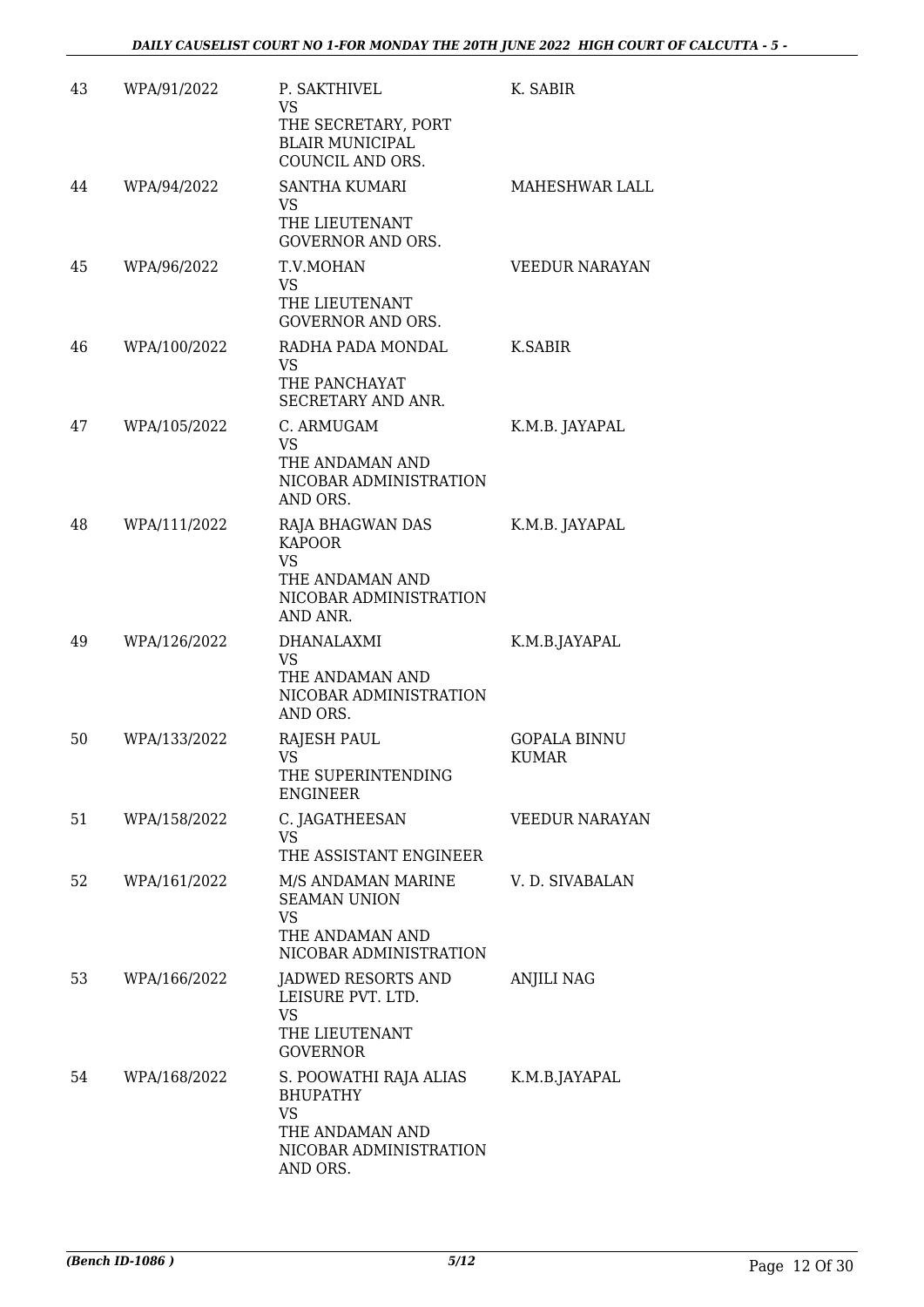| 43 | WPA/91/2022 | P. SAKTHIVEL<br>VS<br>THE SECRETARY, PORT BLAIR MUNICIPAL COUNCIL AND ORS. | K. SABIR |
|---|---|---|---|
| 44 | WPA/94/2022 | SANTHA KUMARI<br>VS<br>THE LIEUTENANT GOVERNOR AND ORS. | MAHESHWAR LALL |
| 45 | WPA/96/2022 | T.V.MOHAN<br>VS<br>THE LIEUTENANT GOVERNOR AND ORS. | VEEDUR NARAYAN |
| 46 | WPA/100/2022 | RADHA PADA MONDAL<br>VS<br>THE PANCHAYAT SECRETARY AND ANR. | K.SABIR |
| 47 | WPA/105/2022 | C. ARMUGAM<br>VS<br>THE ANDAMAN AND NICOBAR ADMINISTRATION AND ORS. | K.M.B. JAYAPAL |
| 48 | WPA/111/2022 | RAJA BHAGWAN DAS KAPOOR<br>VS<br>THE ANDAMAN AND NICOBAR ADMINISTRATION AND ANR. | K.M.B. JAYAPAL |
| 49 | WPA/126/2022 | DHANALAXMI<br>VS<br>THE ANDAMAN AND NICOBAR ADMINISTRATION AND ORS. | K.M.B.JAYAPAL |
| 50 | WPA/133/2022 | RAJESH PAUL<br>VS<br>THE SUPERINTENDING ENGINEER | GOPALA BINNU KUMAR |
| 51 | WPA/158/2022 | C. JAGATHEESAN<br>VS<br>THE ASSISTANT ENGINEER | VEEDUR NARAYAN |
| 52 | WPA/161/2022 | M/S ANDAMAN MARINE SEAMAN UNION<br>VS<br>THE ANDAMAN AND NICOBAR ADMINISTRATION | V. D. SIVABALAN |
| 53 | WPA/166/2022 | JADWED RESORTS AND LEISURE PVT. LTD.<br>VS<br>THE LIEUTENANT GOVERNOR | ANJILI NAG |
| 54 | WPA/168/2022 | S. POOWATHI RAJA ALIAS BHUPATHY<br>VS<br>THE ANDAMAN AND NICOBAR ADMINISTRATION AND ORS. | K.M.B.JAYAPAL |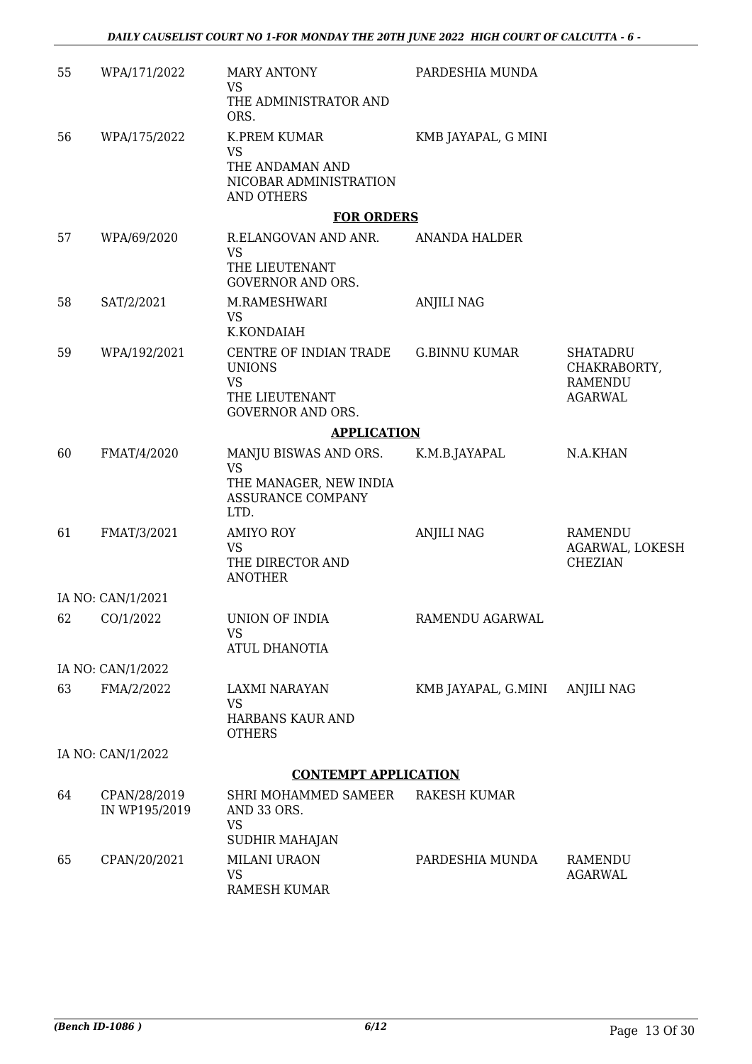| 55 | WPA/171/2022 | MARY ANTONY<br>VS<br>THE ADMINISTRATOR AND ORS. | PARDESHIA MUNDA | |
|---|---|---|---|---|
| 56 | WPA/175/2022 | K.PREM KUMAR<br>VS<br>THE ANDAMAN AND NICOBAR ADMINISTRATION AND OTHERS | KMB JAYAPAL, G MINI | |

**FOR ORDERS**

| 57 | WPA/69/2020 | R.ELANGOVAN AND ANR.<br>VS<br>THE LIEUTENANT GOVERNOR AND ORS. | ANANDA HALDER | |
|---|---|---|---|---|
| 58 | SAT/2/2021 | M.RAMESHWARI<br>VS<br>K.KONDAIAH | ANJILI NAG | |
| 59 | WPA/192/2021 | CENTRE OF INDIAN TRADE UNIONS<br>VS<br>THE LIEUTENANT GOVERNOR AND ORS. | G.BINNU KUMAR | SHATADRU CHAKRABORTY, RAMENDU AGARWAL |

**APPLICATION**

| 60 | FMAT/4/2020 | MANJU BISWAS AND ORS.<br>VS<br>THE MANAGER, NEW INDIA ASSURANCE COMPANY LTD. | K.M.B.JAYAPAL | N.A.KHAN |
|---|---|---|---|---|
| 61 | FMAT/3/2021 | AMIYO ROY<br>VS<br>THE DIRECTOR AND ANOTHER | ANJILI NAG | RAMENDU AGARWAL, LOKESH CHEZIAN |
| IA NO: CAN/1/2021 | | | | |
| 62 | CO/1/2022 | UNION OF INDIA<br>VS<br>ATUL DHANOTIA | RAMENDU AGARWAL | |
| IA NO: CAN/1/2022 | | | | |
| 63 | FMA/2/2022 | LAXMI NARAYAN<br>VS<br>HARBANS KAUR AND OTHERS | KMB JAYAPAL, G.MINI | ANJILI NAG |
| IA NO: CAN/1/2022 | | | | |

**CONTEMPT APPLICATION**

| 64 | CPAN/28/2019 IN WP195/2019 | SHRI MOHAMMED SAMEER AND 33 ORS.<br>VS<br>SUDHIR MAHAJAN | RAKESH KUMAR | |
|---|---|---|---|---|
| 65 | CPAN/20/2021 | MILANI URAON<br>VS<br>RAMESH KUMAR | PARDESHIA MUNDA | RAMENDU AGARWAL |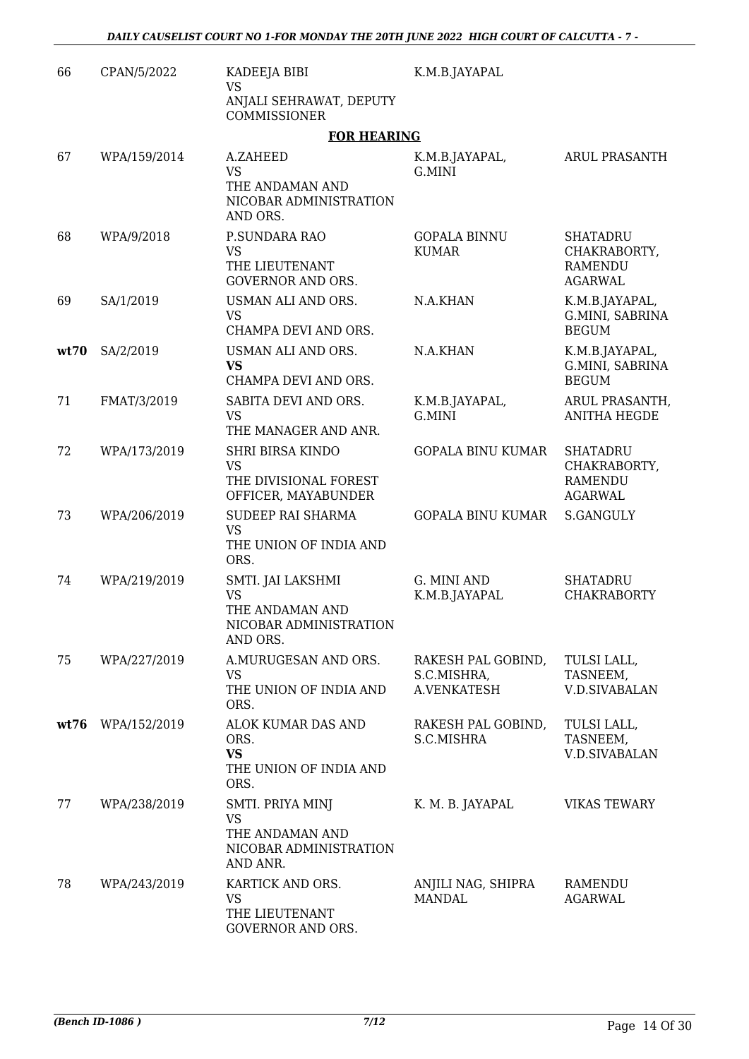| | | | | |
|---|---|---|---|---|
| 66 | CPAN/5/2022 | KADEEJA BIBI<br>VS<br>ANJALI SEHRAWAT, DEPUTY COMMISSIONER | K.M.B.JAYAPAL | |

**FOR HEARING**

| | | | | |
|---|---|---|---|---|
| 67 | WPA/159/2014 | A.ZAHEED<br>VS<br>THE ANDAMAN AND NICOBAR ADMINISTRATION AND ORS. | K.M.B.JAYAPAL, G.MINI | ARUL PRASANTH |
| 68 | WPA/9/2018 | P.SUNDARA RAO<br>VS<br>THE LIEUTENANT GOVERNOR AND ORS. | GOPALA BINNU KUMAR | SHATADRU CHAKRABORTY, RAMENDU AGARWAL |
| 69 | SA/1/2019 | USMAN ALI AND ORS.<br>VS<br>CHAMPA DEVI AND ORS. | N.A.KHAN | K.M.B.JAYAPAL, G.MINI, SABRINA BEGUM |
| **wt70** | SA/2/2019 | USMAN ALI AND ORS.<br>**VS**<br>CHAMPA DEVI AND ORS. | N.A.KHAN | K.M.B.JAYAPAL, G.MINI, SABRINA BEGUM |
| 71 | FMAT/3/2019 | SABITA DEVI AND ORS.<br>VS<br>THE MANAGER AND ANR. | K.M.B.JAYAPAL, G.MINI | ARUL PRASANTH, ANITHA HEGDE |
| 72 | WPA/173/2019 | SHRI BIRSA KINDO<br>VS<br>THE DIVISIONAL FOREST OFFICER, MAYABUNDER | GOPALA BINU KUMAR | SHATADRU CHAKRABORTY, RAMENDU AGARWAL |
| 73 | WPA/206/2019 | SUDEEP RAI SHARMA<br>VS<br>THE UNION OF INDIA AND ORS. | GOPALA BINU KUMAR | S.GANGULY |
| 74 | WPA/219/2019 | SMTI. JAI LAKSHMI<br>VS<br>THE ANDAMAN AND NICOBAR ADMINISTRATION AND ORS. | G. MINI AND K.M.B.JAYAPAL | SHATADRU CHAKRABORTY |
| 75 | WPA/227/2019 | A.MURUGESAN AND ORS.<br>VS<br>THE UNION OF INDIA AND ORS. | RAKESH PAL GOBIND, S.C.MISHRA, A.VENKATESH | TULSI LALL, TASNEEM, V.D.SIVABALAN |
| **wt76** | WPA/152/2019 | ALOK KUMAR DAS AND ORS.<br>**VS**<br>THE UNION OF INDIA AND ORS. | RAKESH PAL GOBIND, S.C.MISHRA | TULSI LALL, TASNEEM, V.D.SIVABALAN |
| 77 | WPA/238/2019 | SMTI. PRIYA MINJ<br>VS<br>THE ANDAMAN AND NICOBAR ADMINISTRATION AND ANR. | K. M. B. JAYAPAL | VIKAS TEWARY |
| 78 | WPA/243/2019 | KARTICK AND ORS.<br>VS<br>THE LIEUTENANT GOVERNOR AND ORS. | ANJILI NAG, SHIPRA MANDAL | RAMENDU AGARWAL |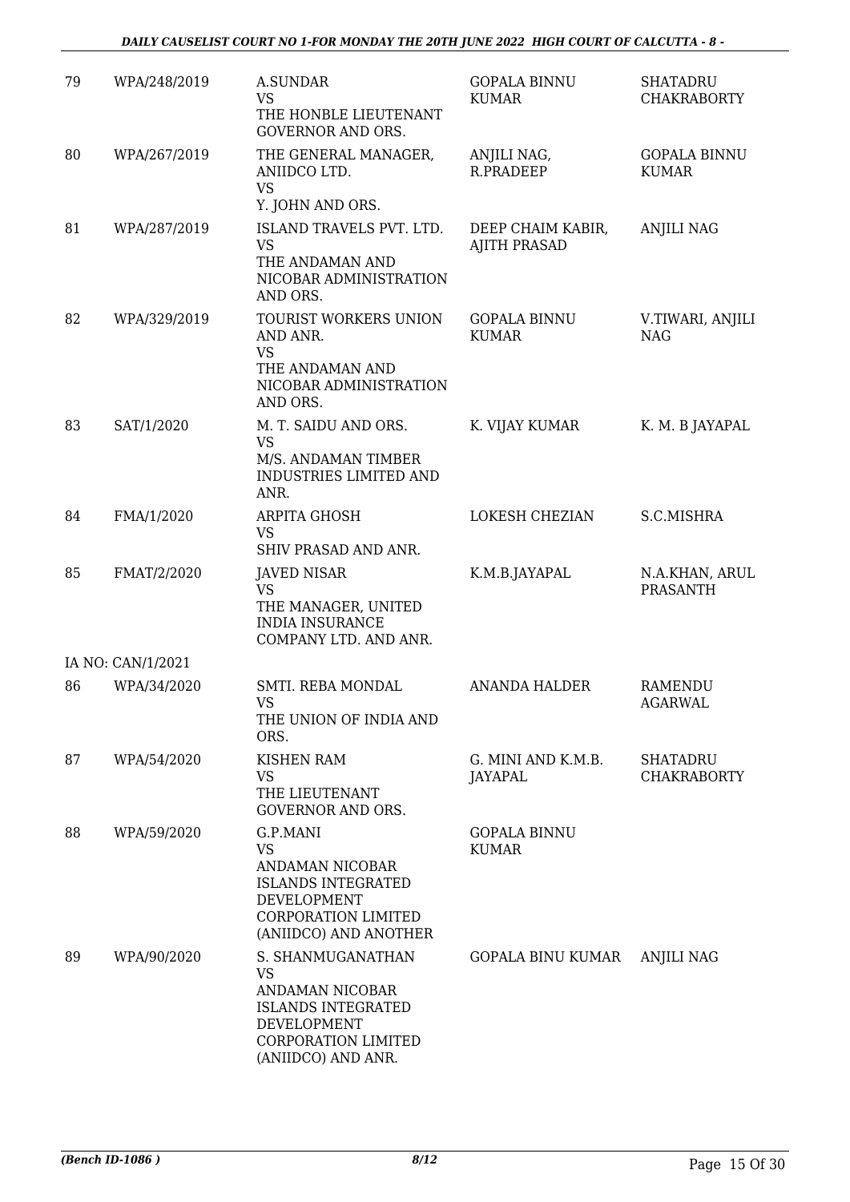| 79 | WPA/248/2019 | A.SUNDAR<br>VS<br>THE HONBLE LIEUTENANT GOVERNOR AND ORS. | GOPALA BINNU KUMAR | SHATADRU CHAKRABORTY |
|---|---|---|---|---|
| 80 | WPA/267/2019 | THE GENERAL MANAGER, ANIIDCO LTD.<br>VS<br>Y. JOHN AND ORS. | ANJILI NAG, R.PRADEEP | GOPALA BINNU KUMAR |
| 81 | WPA/287/2019 | ISLAND TRAVELS PVT. LTD.<br>VS<br>THE ANDAMAN AND NICOBAR ADMINISTRATION AND ORS. | DEEP CHAIM KABIR, AJITH PRASAD | ANJILI NAG |
| 82 | WPA/329/2019 | TOURIST WORKERS UNION AND ANR.<br>VS<br>THE ANDAMAN AND NICOBAR ADMINISTRATION AND ORS. | GOPALA BINNU KUMAR | V.TIWARI, ANJILI NAG |
| 83 | SAT/1/2020 | M. T. SAIDU AND ORS.<br>VS<br>M/S. ANDAMAN TIMBER INDUSTRIES LIMITED AND ANR. | K. VIJAY KUMAR | K. M. B JAYAPAL |
| 84 | FMA/1/2020 | ARPITA GHOSH<br>VS<br>SHIV PRASAD AND ANR. | LOKESH CHEZIAN | S.C.MISHRA |
| 85 | FMAT/2/2020 | JAVED NISAR<br>VS<br>THE MANAGER, UNITED INDIA INSURANCE COMPANY LTD. AND ANR. | K.M.B.JAYAPAL | N.A.KHAN, ARUL PRASANTH |
| | IA NO: CAN/1/2021 | | | |
| 86 | WPA/34/2020 | SMTI. REBA MONDAL<br>VS<br>THE UNION OF INDIA AND ORS. | ANANDA HALDER | RAMENDU AGARWAL |
| 87 | WPA/54/2020 | KISHEN RAM<br>VS<br>THE LIEUTENANT GOVERNOR AND ORS. | G. MINI AND K.M.B. JAYAPAL | SHATADRU CHAKRABORTY |
| 88 | WPA/59/2020 | G.P.MANI<br>VS<br>ANDAMAN NICOBAR ISLANDS INTEGRATED DEVELOPMENT CORPORATION LIMITED (ANIIDCO) AND ANOTHER | GOPALA BINNU KUMAR | |
| 89 | WPA/90/2020 | S. SHANMUGANATHAN<br>VS<br>ANDAMAN NICOBAR ISLANDS INTEGRATED DEVELOPMENT CORPORATION LIMITED (ANIIDCO) AND ANR. | GOPALA BINU KUMAR | ANJILI NAG |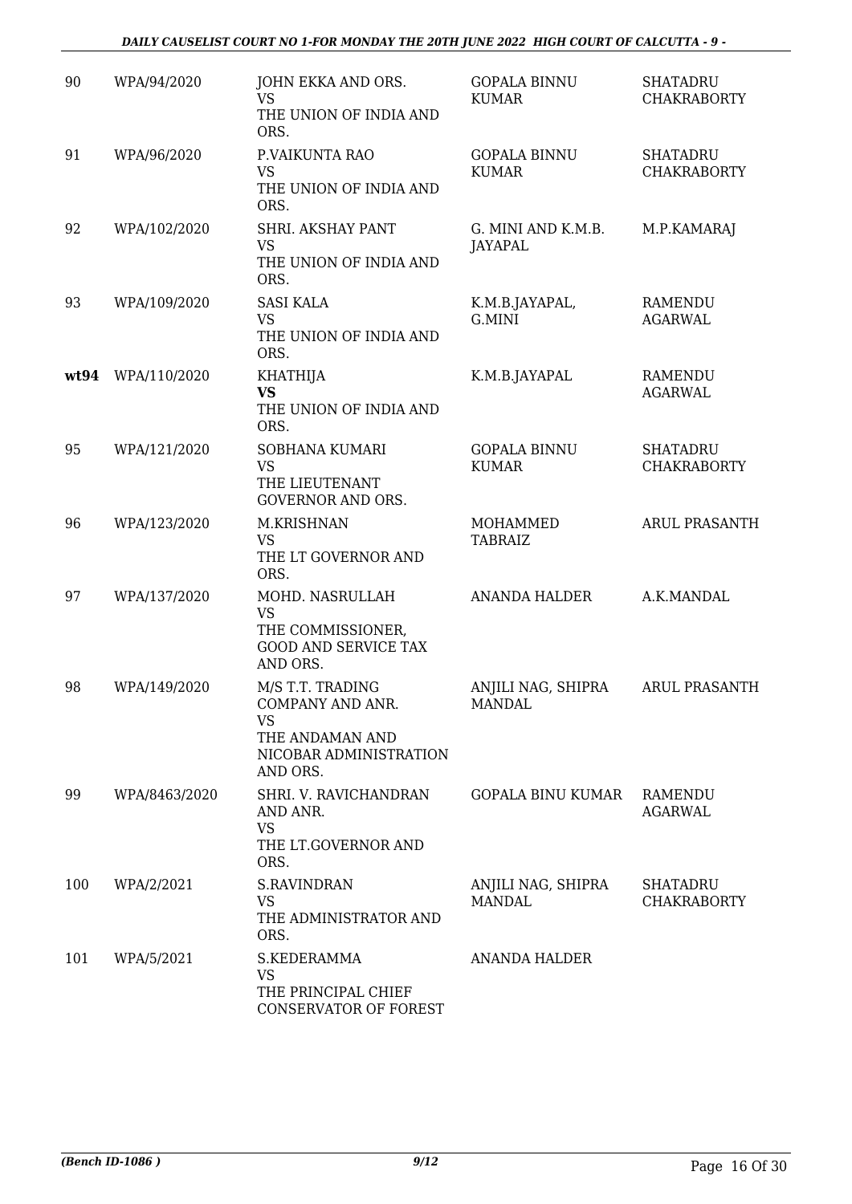| | | | | |
|---|---|---|---|---|
| 90 | WPA/94/2020 | JOHN EKKA AND ORS.<br>VS<br>THE UNION OF INDIA AND ORS. | GOPALA BINNU KUMAR | SHATADRU CHAKRABORTY |
| 91 | WPA/96/2020 | P.VAIKUNTA RAO<br>VS<br>THE UNION OF INDIA AND ORS. | GOPALA BINNU KUMAR | SHATADRU CHAKRABORTY |
| 92 | WPA/102/2020 | SHRI. AKSHAY PANT<br>VS<br>THE UNION OF INDIA AND ORS. | G. MINI AND K.M.B. JAYAPAL | M.P.KAMARAJ |
| 93 | WPA/109/2020 | SASI KALA<br>VS<br>THE UNION OF INDIA AND ORS. | K.M.B.JAYAPAL, G.MINI | RAMENDU AGARWAL |
| **wt94** | WPA/110/2020 | KHATHIJA<br>**VS**<br>THE UNION OF INDIA AND ORS. | K.M.B.JAYAPAL | RAMENDU AGARWAL |
| 95 | WPA/121/2020 | SOBHANA KUMARI<br>VS<br>THE LIEUTENANT GOVERNOR AND ORS. | GOPALA BINNU KUMAR | SHATADRU CHAKRABORTY |
| 96 | WPA/123/2020 | M.KRISHNAN<br>VS<br>THE LT GOVERNOR AND ORS. | MOHAMMED TABRAIZ | ARUL PRASANTH |
| 97 | WPA/137/2020 | MOHD. NASRULLAH<br>VS<br>THE COMMISSIONER, GOOD AND SERVICE TAX AND ORS. | ANANDA HALDER | A.K.MANDAL |
| 98 | WPA/149/2020 | M/S T.T. TRADING COMPANY AND ANR.<br>VS<br>THE ANDAMAN AND NICOBAR ADMINISTRATION AND ORS. | ANJILI NAG, SHIPRA MANDAL | ARUL PRASANTH |
| 99 | WPA/8463/2020 | SHRI. V. RAVICHANDRAN AND ANR.<br>VS<br>THE LT.GOVERNOR AND ORS. | GOPALA BINU KUMAR | RAMENDU AGARWAL |
| 100 | WPA/2/2021 | S.RAVINDRAN<br>VS<br>THE ADMINISTRATOR AND ORS. | ANJILI NAG, SHIPRA MANDAL | SHATADRU CHAKRABORTY |
| 101 | WPA/5/2021 | S.KEDERAMMA<br>VS<br>THE PRINCIPAL CHIEF CONSERVATOR OF FOREST | ANANDA HALDER | |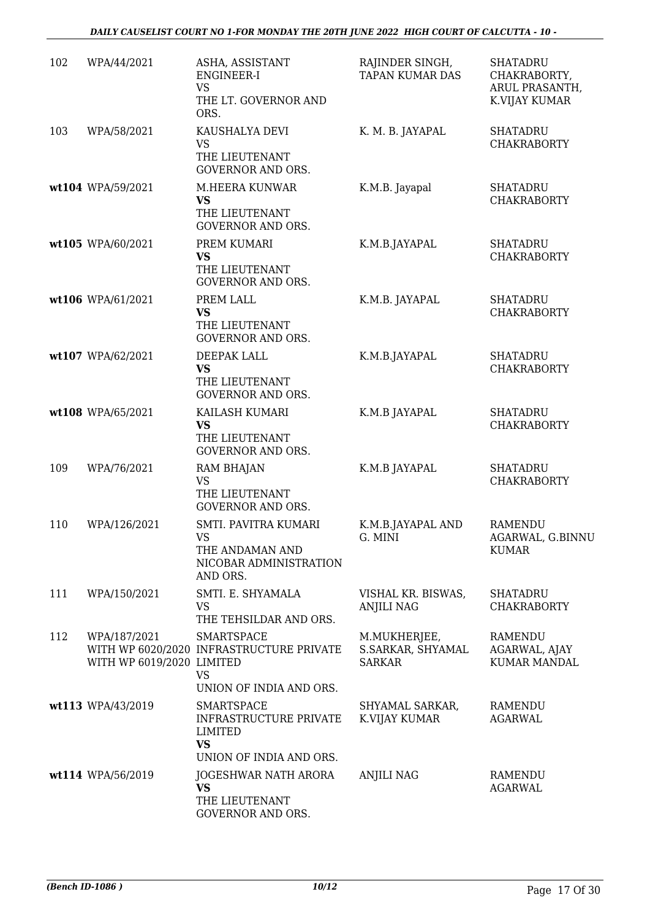| | | | | |
|---|---|---|---|---|
| 102 | WPA/44/2021 | ASHA, ASSISTANT ENGINEER-I<br>VS<br>THE LT. GOVERNOR AND ORS. | RAJINDER SINGH, TAPAN KUMAR DAS | SHATADRU CHAKRABORTY, ARUL PRASANTH, K.VIJAY KUMAR |
| 103 | WPA/58/2021 | KAUSHALYA DEVI<br>VS<br>THE LIEUTENANT GOVERNOR AND ORS. | K. M. B. JAYAPAL | SHATADRU CHAKRABORTY |
| wt104 | WPA/59/2021 | M.HEERA KUNWAR<br>**VS**<br>THE LIEUTENANT GOVERNOR AND ORS. | K.M.B. Jayapal | SHATADRU CHAKRABORTY |
| wt105 | WPA/60/2021 | PREM KUMARI<br>**VS**<br>THE LIEUTENANT GOVERNOR AND ORS. | K.M.B.JAYAPAL | SHATADRU CHAKRABORTY |
| wt106 | WPA/61/2021 | PREM LALL<br>**VS**<br>THE LIEUTENANT GOVERNOR AND ORS. | K.M.B. JAYAPAL | SHATADRU CHAKRABORTY |
| wt107 | WPA/62/2021 | DEEPAK LALL<br>**VS**<br>THE LIEUTENANT GOVERNOR AND ORS. | K.M.B.JAYAPAL | SHATADRU CHAKRABORTY |
| wt108 | WPA/65/2021 | KAILASH KUMARI<br>**VS**<br>THE LIEUTENANT GOVERNOR AND ORS. | K.M.B JAYAPAL | SHATADRU CHAKRABORTY |
| 109 | WPA/76/2021 | RAM BHAJAN<br>VS<br>THE LIEUTENANT GOVERNOR AND ORS. | K.M.B JAYAPAL | SHATADRU CHAKRABORTY |
| 110 | WPA/126/2021 | SMTI. PAVITRA KUMARI<br>VS<br>THE ANDAMAN AND NICOBAR ADMINISTRATION AND ORS. | K.M.B.JAYAPAL AND G. MINI | RAMENDU AGARWAL, G.BINNU KUMAR |
| 111 | WPA/150/2021 | SMTI. E. SHYAMALA<br>VS<br>THE TEHSILDAR AND ORS. | VISHAL KR. BISWAS, ANJILI NAG | SHATADRU CHAKRABORTY |
| 112 | WPA/187/2021<br>WITH WP 6020/2020<br>WITH WP 6019/2020 | SMARTSPACE INFRASTRUCTURE PRIVATE LIMITED<br>VS<br>UNION OF INDIA AND ORS. | M.MUKHERJEE, S.SARKAR, SHYAMAL SARKAR | RAMENDU AGARWAL, AJAY KUMAR MANDAL |
| wt113 | WPA/43/2019 | SMARTSPACE INFRASTRUCTURE PRIVATE LIMITED<br>**VS**<br>UNION OF INDIA AND ORS. | SHYAMAL SARKAR, K.VIJAY KUMAR | RAMENDU AGARWAL |
| wt114 | WPA/56/2019 | JOGESHWAR NATH ARORA<br>**VS**<br>THE LIEUTENANT GOVERNOR AND ORS. | ANJILI NAG | RAMENDU AGARWAL |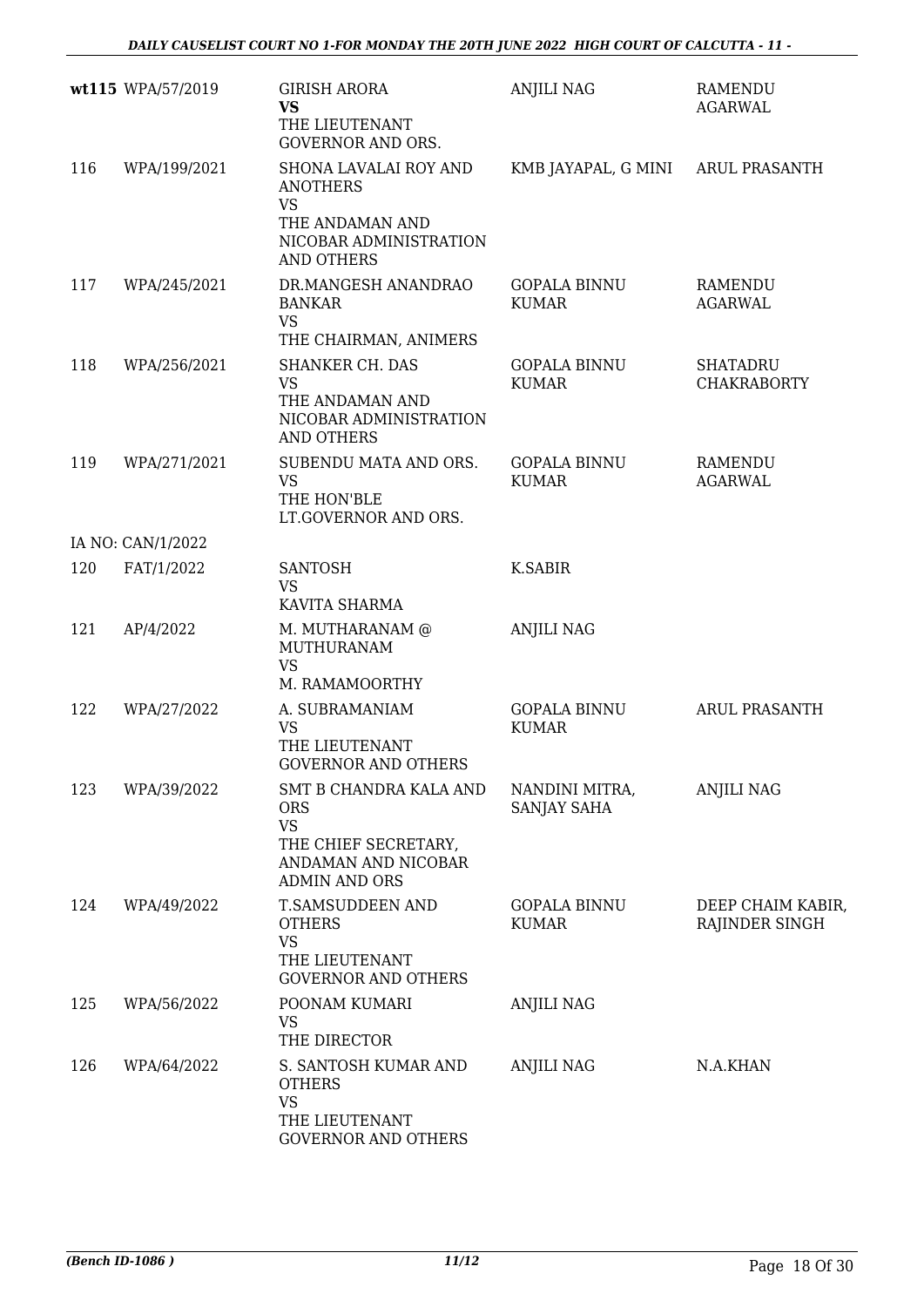| | | | | |
|---|---|---|---|---|
| **wt115** | WPA/57/2019 | GIRISH ARORA **VS** THE LIEUTENANT GOVERNOR AND ORS. | ANJILI NAG | RAMENDU AGARWAL |
| 116 | WPA/199/2021 | SHONA LAVALAI ROY AND ANOTHERS VS THE ANDAMAN AND NICOBAR ADMINISTRATION AND OTHERS | KMB JAYAPAL, G MINI | ARUL PRASANTH |
| 117 | WPA/245/2021 | DR.MANGESH ANANDRAO BANKAR VS THE CHAIRMAN, ANIMERS | GOPALA BINNU KUMAR | RAMENDU AGARWAL |
| 118 | WPA/256/2021 | SHANKER CH. DAS VS THE ANDAMAN AND NICOBAR ADMINISTRATION AND OTHERS | GOPALA BINNU KUMAR | SHATADRU CHAKRABORTY |
| 119 | WPA/271/2021 | SUBENDU MATA AND ORS. VS THE HON'BLE LT.GOVERNOR AND ORS. | GOPALA BINNU KUMAR | RAMENDU AGARWAL |
| IA NO: CAN/1/2022 | | | | |
| 120 | FAT/1/2022 | SANTOSH VS KAVITA SHARMA | K.SABIR | |
| 121 | AP/4/2022 | M. MUTHARANAM @ MUTHURANAM VS M. RAMAMOORTHY | ANJILI NAG | |
| 122 | WPA/27/2022 | A. SUBRAMANIAM VS THE LIEUTENANT GOVERNOR AND OTHERS | GOPALA BINNU KUMAR | ARUL PRASANTH |
| 123 | WPA/39/2022 | SMT B CHANDRA KALA AND ORS VS THE CHIEF SECRETARY, ANDAMAN AND NICOBAR ADMIN AND ORS | NANDINI MITRA, SANJAY SAHA | ANJILI NAG |
| 124 | WPA/49/2022 | T.SAMSUDDEEN AND OTHERS VS THE LIEUTENANT GOVERNOR AND OTHERS | GOPALA BINNU KUMAR | DEEP CHAIM KABIR, RAJINDER SINGH |
| 125 | WPA/56/2022 | POONAM KUMARI VS THE DIRECTOR | ANJILI NAG | |
| 126 | WPA/64/2022 | S. SANTOSH KUMAR AND OTHERS VS THE LIEUTENANT GOVERNOR AND OTHERS | ANJILI NAG | N.A.KHAN |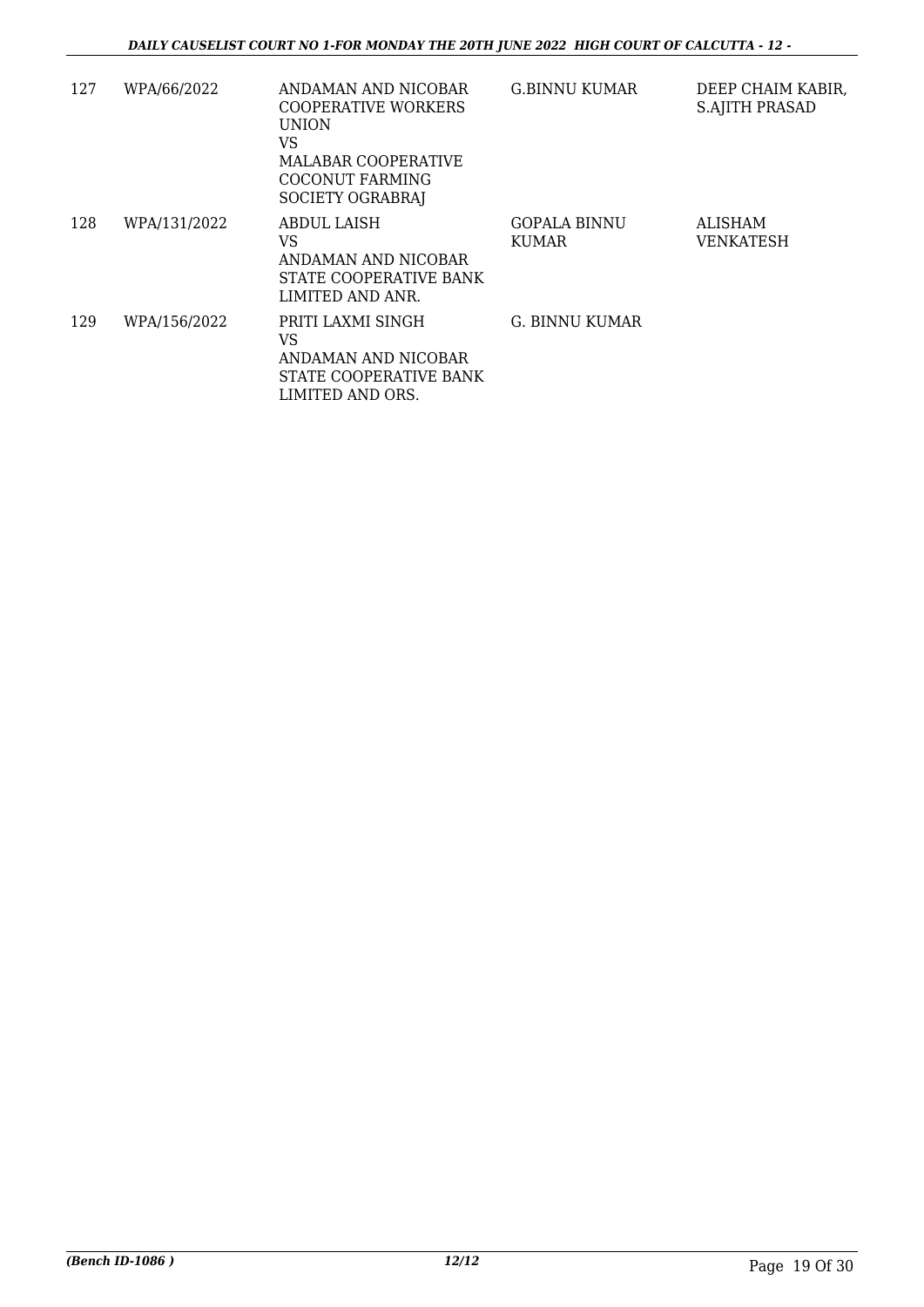| 127 | WPA/66/2022 | ANDAMAN AND NICOBAR COOPERATIVE WORKERS UNION<br>VS<br>MALABAR COOPERATIVE COCONUT FARMING SOCIETY OGRABRAJ | G.BINNU KUMAR | DEEP CHAIM KABIR, S.AJITH PRASAD |
|---|---|---|---|---|
| 128 | WPA/131/2022 | ABDUL LAISH<br>VS<br>ANDAMAN AND NICOBAR STATE COOPERATIVE BANK LIMITED AND ANR. | GOPALA BINNU KUMAR | ALISHAM VENKATESH |
| 129 | WPA/156/2022 | PRITI LAXMI SINGH<br>VS<br>ANDAMAN AND NICOBAR STATE COOPERATIVE BANK LIMITED AND ORS. | G. BINNU KUMAR | |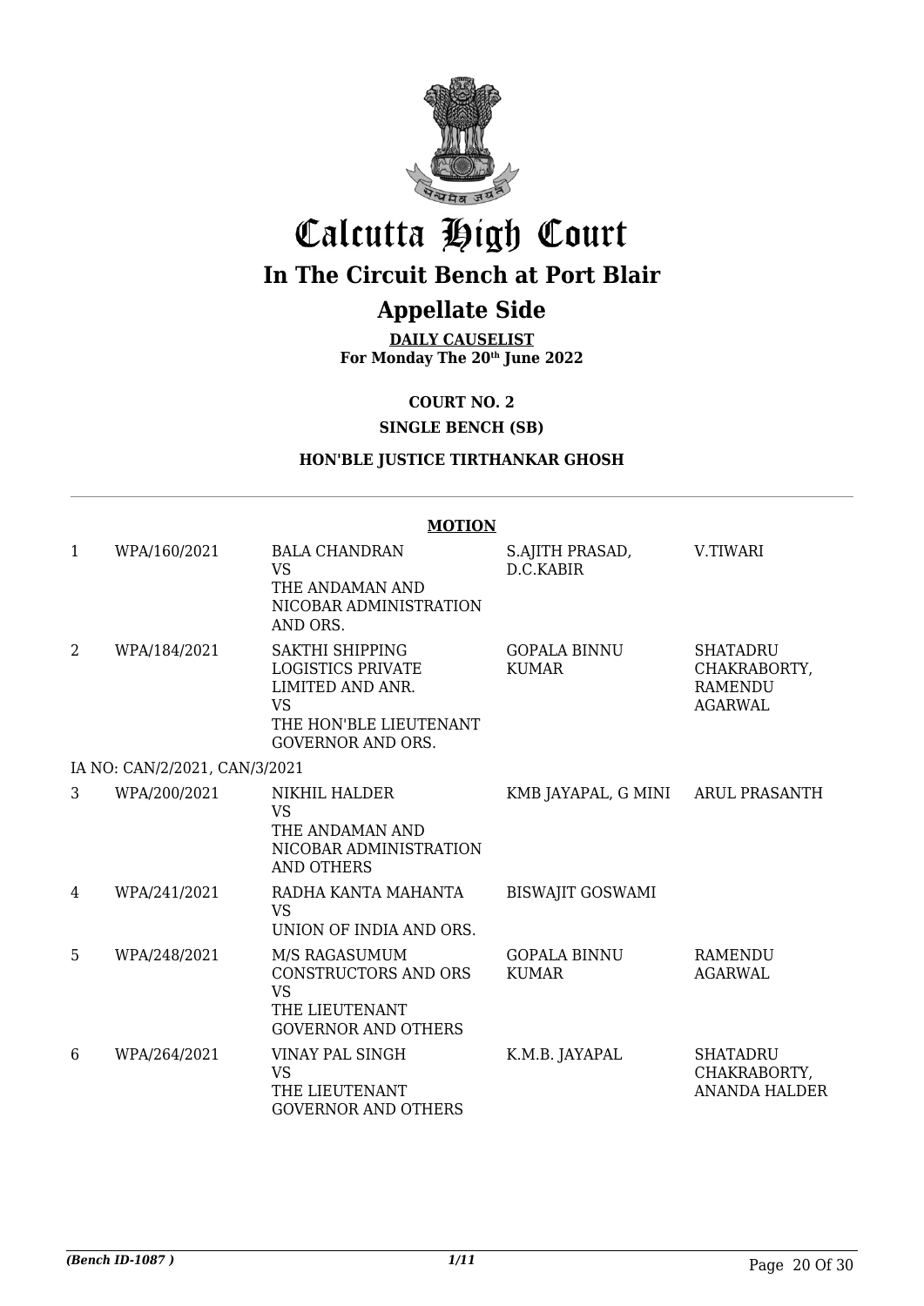# Calcutta High Court

## In The Circuit Bench at Port Blair

## Appellate Side

**DAILY CAUSELIST**
**For Monday The 20th June 2022**

**COURT NO. 2**

**SINGLE BENCH (SB)**

**HON'BLE JUSTICE TIRTHANKAR GHOSH**

**MOTION**

| | | | | |
|---|---|---|---|---|
| 1 | WPA/160/2021 | BALA CHANDRAN VS THE ANDAMAN AND NICOBAR ADMINISTRATION AND ORS. | S.AJITH PRASAD, D.C.KABIR | V.TIWARI |
| 2 | WPA/184/2021 | SAKTHI SHIPPING LOGISTICS PRIVATE LIMITED AND ANR. VS THE HON'BLE LIEUTENANT GOVERNOR AND ORS. | GOPALA BINNU KUMAR | SHATADRU CHAKRABORTY, RAMENDU AGARWAL |
| | IA NO: CAN/2/2021, CAN/3/2021 | | | |
| 3 | WPA/200/2021 | NIKHIL HALDER VS THE ANDAMAN AND NICOBAR ADMINISTRATION AND OTHERS | KMB JAYAPAL, G MINI | ARUL PRASANTH |
| 4 | WPA/241/2021 | RADHA KANTA MAHANTA VS UNION OF INDIA AND ORS. | BISWAJIT GOSWAMI | |
| 5 | WPA/248/2021 | M/S RAGASUMUM CONSTRUCTORS AND ORS VS THE LIEUTENANT GOVERNOR AND OTHERS | GOPALA BINNU KUMAR | RAMENDU AGARWAL |
| 6 | WPA/264/2021 | VINAY PAL SINGH VS THE LIEUTENANT GOVERNOR AND OTHERS | K.M.B. JAYAPAL | SHATADRU CHAKRABORTY, ANANDA HALDER |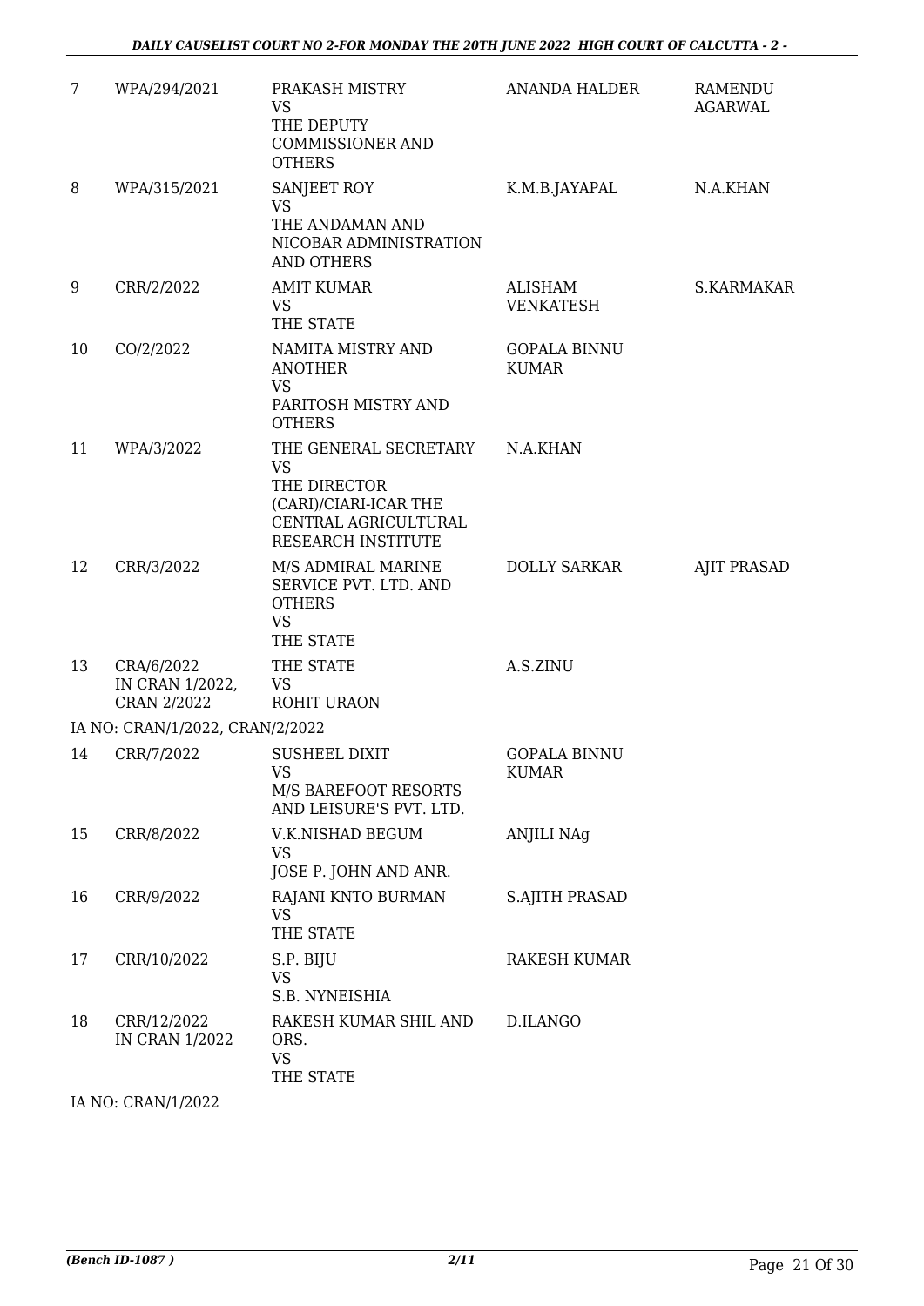| 7 | WPA/294/2021 | PRAKASH MISTRY<br>VS<br>THE DEPUTY COMMISSIONER AND OTHERS | ANANDA HALDER | RAMENDU AGARWAL |
|---|---|---|---|---|
| 8 | WPA/315/2021 | SANJEET ROY<br>VS<br>THE ANDAMAN AND NICOBAR ADMINISTRATION AND OTHERS | K.M.B.JAYAPAL | N.A.KHAN |
| 9 | CRR/2/2022 | AMIT KUMAR<br>VS<br>THE STATE | ALISHAM VENKATESH | S.KARMAKAR |
| 10 | CO/2/2022 | NAMITA MISTRY AND ANOTHER<br>VS<br>PARITOSH MISTRY AND OTHERS | GOPALA BINNU KUMAR | |
| 11 | WPA/3/2022 | THE GENERAL SECRETARY<br>VS<br>THE DIRECTOR (CARI)/CIARI-ICAR THE CENTRAL AGRICULTURAL RESEARCH INSTITUTE | N.A.KHAN | |
| 12 | CRR/3/2022 | M/S ADMIRAL MARINE SERVICE PVT. LTD. AND OTHERS<br>VS<br>THE STATE | DOLLY SARKAR | AJIT PRASAD |
| 13 | CRA/6/2022<br>IN CRAN 1/2022, CRAN 2/2022 | THE STATE<br>VS<br>ROHIT URAON | A.S.ZINU | |
| | IA NO: CRAN/1/2022, CRAN/2/2022 | | | |
| 14 | CRR/7/2022 | SUSHEEL DIXIT<br>VS<br>M/S BAREFOOT RESORTS AND LEISURE'S PVT. LTD. | GOPALA BINNU KUMAR | |
| 15 | CRR/8/2022 | V.K.NISHAD BEGUM<br>VS<br>JOSE P. JOHN AND ANR. | ANJILI NAg | |
| 16 | CRR/9/2022 | RAJANI KNTO BURMAN<br>VS<br>THE STATE | S.AJITH PRASAD | |
| 17 | CRR/10/2022 | S.P. BIJU<br>VS<br>S.B. NYNEISHIA | RAKESH KUMAR | |
| 18 | CRR/12/2022<br>IN CRAN 1/2022 | RAKESH KUMAR SHIL AND ORS.<br>VS<br>THE STATE | D.ILANGO | |
| | IA NO: CRAN/1/2022 | | | |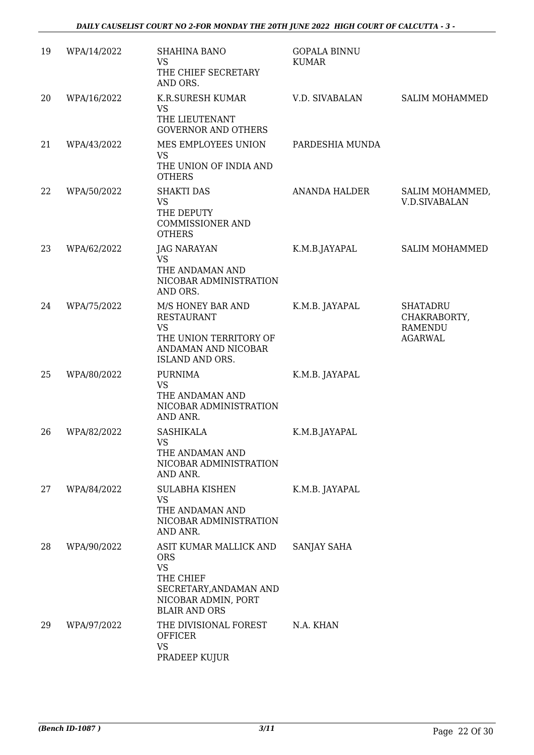| 19 | WPA/14/2022 | SHAHINA BANO<br>VS<br>THE CHIEF SECRETARY AND ORS. | GOPALA BINNU KUMAR | |
|---|---|---|---|---|
| 20 | WPA/16/2022 | K.R.SURESH KUMAR<br>VS<br>THE LIEUTENANT GOVERNOR AND OTHERS | V.D. SIVABALAN | SALIM MOHAMMED |
| 21 | WPA/43/2022 | MES EMPLOYEES UNION<br>VS<br>THE UNION OF INDIA AND OTHERS | PARDESHIA MUNDA | |
| 22 | WPA/50/2022 | SHAKTI DAS<br>VS<br>THE DEPUTY COMMISSIONER AND OTHERS | ANANDA HALDER | SALIM MOHAMMED, V.D.SIVABALAN |
| 23 | WPA/62/2022 | JAG NARAYAN<br>VS<br>THE ANDAMAN AND NICOBAR ADMINISTRATION AND ORS. | K.M.B.JAYAPAL | SALIM MOHAMMED |
| 24 | WPA/75/2022 | M/S HONEY BAR AND RESTAURANT<br>VS<br>THE UNION TERRITORY OF ANDAMAN AND NICOBAR ISLAND AND ORS. | K.M.B. JAYAPAL | SHATADRU CHAKRABORTY, RAMENDU AGARWAL |
| 25 | WPA/80/2022 | PURNIMA<br>VS<br>THE ANDAMAN AND NICOBAR ADMINISTRATION AND ANR. | K.M.B. JAYAPAL | |
| 26 | WPA/82/2022 | SASHIKALA<br>VS<br>THE ANDAMAN AND NICOBAR ADMINISTRATION AND ANR. | K.M.B.JAYAPAL | |
| 27 | WPA/84/2022 | SULABHA KISHEN<br>VS<br>THE ANDAMAN AND NICOBAR ADMINISTRATION AND ANR. | K.M.B. JAYAPAL | |
| 28 | WPA/90/2022 | ASIT KUMAR MALLICK AND ORS<br>VS<br>THE CHIEF SECRETARY,ANDAMAN AND NICOBAR ADMIN, PORT BLAIR AND ORS | SANJAY SAHA | |
| 29 | WPA/97/2022 | THE DIVISIONAL FOREST OFFICER<br>VS<br>PRADEEP KUJUR | N.A. KHAN | |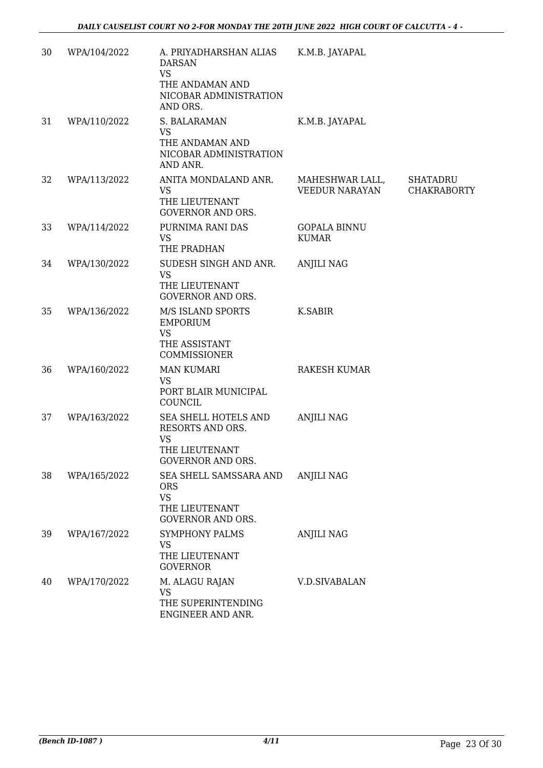| | | | | |
|---|---|---|---|---|
| 30 | WPA/104/2022 | A. PRIYADHARSHAN ALIAS DARSAN<br>VS<br>THE ANDAMAN AND NICOBAR ADMINISTRATION AND ORS. | K.M.B. JAYAPAL | |
| 31 | WPA/110/2022 | S. BALARAMAN<br>VS<br>THE ANDAMAN AND NICOBAR ADMINISTRATION AND ANR. | K.M.B. JAYAPAL | |
| 32 | WPA/113/2022 | ANITA MONDALAND ANR.<br>VS<br>THE LIEUTENANT GOVERNOR AND ORS. | MAHESHWAR LALL, VEEDUR NARAYAN | SHATADRU CHAKRABORTY |
| 33 | WPA/114/2022 | PURNIMA RANI DAS<br>VS<br>THE PRADHAN | GOPALA BINNU KUMAR | |
| 34 | WPA/130/2022 | SUDESH SINGH AND ANR.<br>VS<br>THE LIEUTENANT GOVERNOR AND ORS. | ANJILI NAG | |
| 35 | WPA/136/2022 | M/S ISLAND SPORTS EMPORIUM<br>VS<br>THE ASSISTANT COMMISSIONER | K.SABIR | |
| 36 | WPA/160/2022 | MAN KUMARI<br>VS<br>PORT BLAIR MUNICIPAL COUNCIL | RAKESH KUMAR | |
| 37 | WPA/163/2022 | SEA SHELL HOTELS AND RESORTS AND ORS.<br>VS<br>THE LIEUTENANT GOVERNOR AND ORS. | ANJILI NAG | |
| 38 | WPA/165/2022 | SEA SHELL SAMSSARA AND ORS<br>VS<br>THE LIEUTENANT GOVERNOR AND ORS. | ANJILI NAG | |
| 39 | WPA/167/2022 | SYMPHONY PALMS<br>VS<br>THE LIEUTENANT GOVERNOR | ANJILI NAG | |
| 40 | WPA/170/2022 | M. ALAGU RAJAN<br>VS<br>THE SUPERINTENDING ENGINEER AND ANR. | V.D.SIVABALAN | |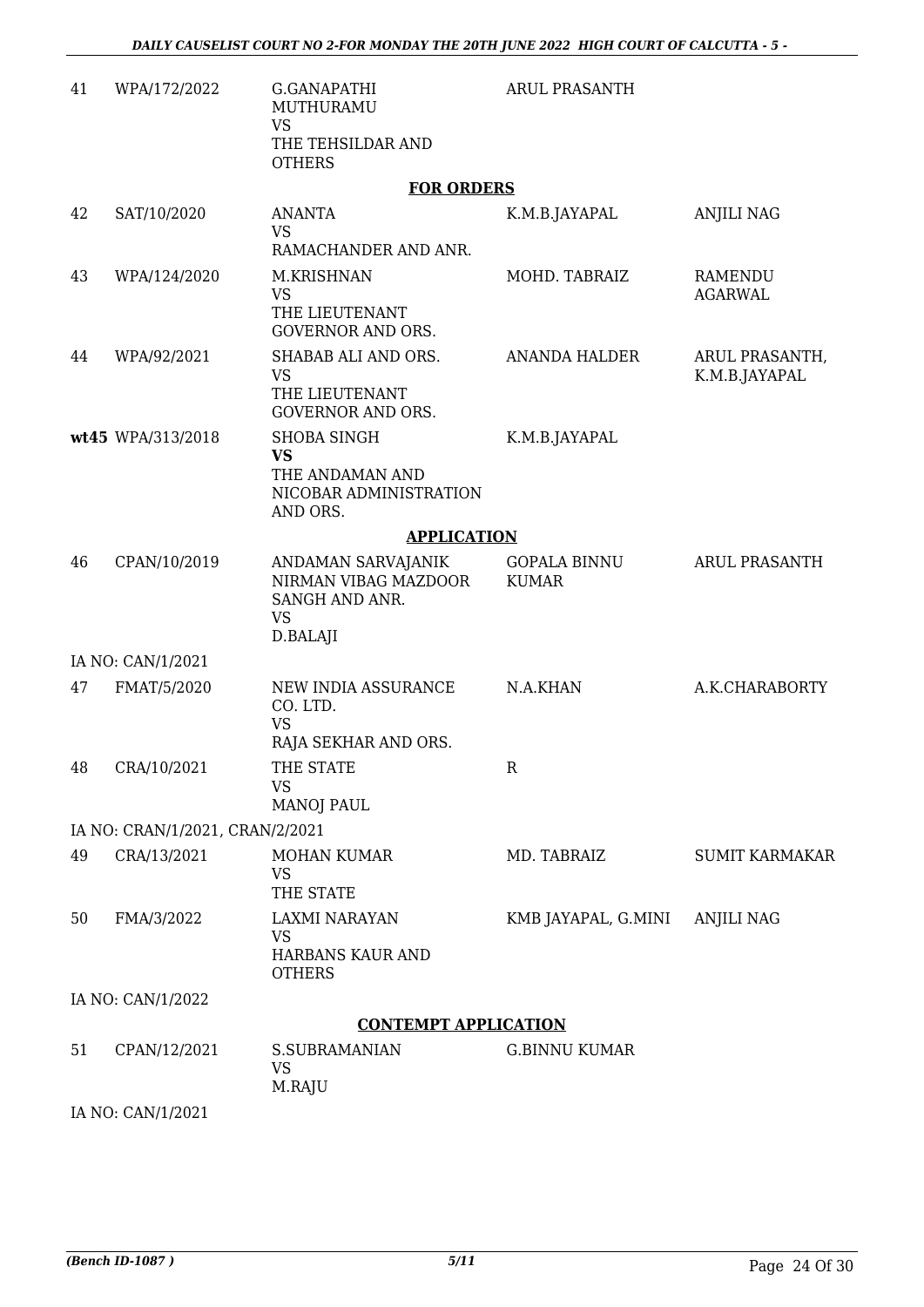| 41 | WPA/172/2022 | G.GANAPATHI MUTHURAMU<br>VS<br>THE TEHSILDAR AND OTHERS | ARUL PRASANTH | |
|---|---|---|---|---|
| | | **FOR ORDERS** | | |
| 42 | SAT/10/2020 | ANANTA<br>VS<br>RAMACHANDER AND ANR. | K.M.B.JAYAPAL | ANJILI NAG |
| 43 | WPA/124/2020 | M.KRISHNAN<br>VS<br>THE LIEUTENANT GOVERNOR AND ORS. | MOHD. TABRAIZ | RAMENDU AGARWAL |
| 44 | WPA/92/2021 | SHABAB ALI AND ORS.<br>VS<br>THE LIEUTENANT GOVERNOR AND ORS. | ANANDA HALDER | ARUL PRASANTH, K.M.B.JAYAPAL |
| **wt45** | WPA/313/2018 | SHOBA SINGH<br>**VS**<br>THE ANDAMAN AND NICOBAR ADMINISTRATION AND ORS. | K.M.B.JAYAPAL | |
| | | **APPLICATION** | | |
| 46 | CPAN/10/2019 | ANDAMAN SARVAJANIK NIRMAN VIBAG MAZDOOR SANGH AND ANR.<br>VS<br>D.BALAJI | GOPALA BINNU KUMAR | ARUL PRASANTH |
| | IA NO: CAN/1/2021 | | | |
| 47 | FMAT/5/2020 | NEW INDIA ASSURANCE CO. LTD.<br>VS<br>RAJA SEKHAR AND ORS. | N.A.KHAN | A.K.CHARABORTY |
| 48 | CRA/10/2021 | THE STATE<br>VS<br>MANOJ PAUL | R | |
| | IA NO: CRAN/1/2021, CRAN/2/2021 | | | |
| 49 | CRA/13/2021 | MOHAN KUMAR<br>VS<br>THE STATE | MD. TABRAIZ | SUMIT KARMAKAR |
| 50 | FMA/3/2022 | LAXMI NARAYAN<br>VS<br>HARBANS KAUR AND OTHERS | KMB JAYAPAL, G.MINI | ANJILI NAG |
| | IA NO: CAN/1/2022 | | | |
| | | **CONTEMPT APPLICATION** | | |
| 51 | CPAN/12/2021 | S.SUBRAMANIAN<br>VS<br>M.RAJU | G.BINNU KUMAR | |
| | IA NO: CAN/1/2021 | | | |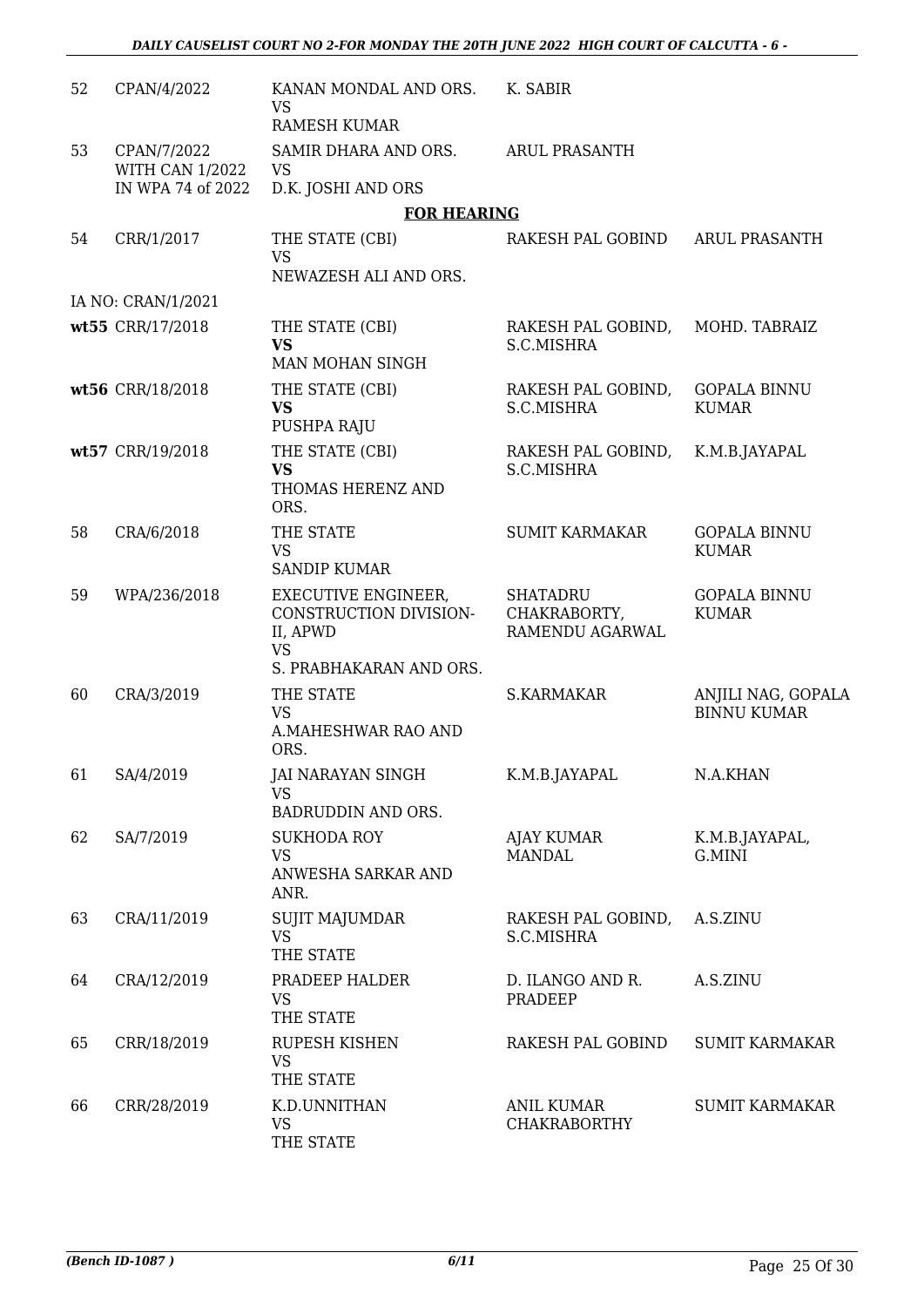| | | | | |
|---|---|---|---|---|
| 52 | CPAN/4/2022 | KANAN MONDAL AND ORS.<br>VS<br>RAMESH KUMAR | K. SABIR | |
| 53 | CPAN/7/2022<br>WITH CAN 1/2022<br>IN WPA 74 of 2022 | SAMIR DHARA AND ORS.<br>VS<br>D.K. JOSHI AND ORS | ARUL PRASANTH | |

**FOR HEARING**

| | | | | |
|---|---|---|---|---|
| 54 | CRR/1/2017 | THE STATE (CBI)<br>VS<br>NEWAZESH ALI AND ORS. | RAKESH PAL GOBIND | ARUL PRASANTH |
| | IA NO: CRAN/1/2021 | | | |
| wt55 | CRR/17/2018 | THE STATE (CBI)<br>**VS**<br>MAN MOHAN SINGH | RAKESH PAL GOBIND, S.C.MISHRA | MOHD. TABRAIZ |
| wt56 | CRR/18/2018 | THE STATE (CBI)<br>**VS**<br>PUSHPA RAJU | RAKESH PAL GOBIND, S.C.MISHRA | GOPALA BINNU KUMAR |
| wt57 | CRR/19/2018 | THE STATE (CBI)<br>**VS**<br>THOMAS HERENZ AND ORS. | RAKESH PAL GOBIND, S.C.MISHRA | K.M.B.JAYAPAL |
| 58 | CRA/6/2018 | THE STATE<br>VS<br>SANDIP KUMAR | SUMIT KARMAKAR | GOPALA BINNU KUMAR |
| 59 | WPA/236/2018 | EXECUTIVE ENGINEER, CONSTRUCTION DIVISION-II, APWD<br>VS<br>S. PRABHAKARAN AND ORS. | SHATADRU CHAKRABORTY, RAMENDU AGARWAL | GOPALA BINNU KUMAR |
| 60 | CRA/3/2019 | THE STATE<br>VS<br>A.MAHESHWAR RAO AND ORS. | S.KARMAKAR | ANJILI NAG, GOPALA BINNU KUMAR |
| 61 | SA/4/2019 | JAI NARAYAN SINGH<br>VS<br>BADRUDDIN AND ORS. | K.M.B.JAYAPAL | N.A.KHAN |
| 62 | SA/7/2019 | SUKHODA ROY<br>VS<br>ANWESHA SARKAR AND ANR. | AJAY KUMAR MANDAL | K.M.B.JAYAPAL, G.MINI |
| 63 | CRA/11/2019 | SUJIT MAJUMDAR<br>VS<br>THE STATE | RAKESH PAL GOBIND, S.C.MISHRA | A.S.ZINU |
| 64 | CRA/12/2019 | PRADEEP HALDER<br>VS<br>THE STATE | D. ILANGO AND R. PRADEEP | A.S.ZINU |
| 65 | CRR/18/2019 | RUPESH KISHEN<br>VS<br>THE STATE | RAKESH PAL GOBIND | SUMIT KARMAKAR |
| 66 | CRR/28/2019 | K.D.UNNITHAN<br>VS<br>THE STATE | ANIL KUMAR CHAKRABORTHY | SUMIT KARMAKAR |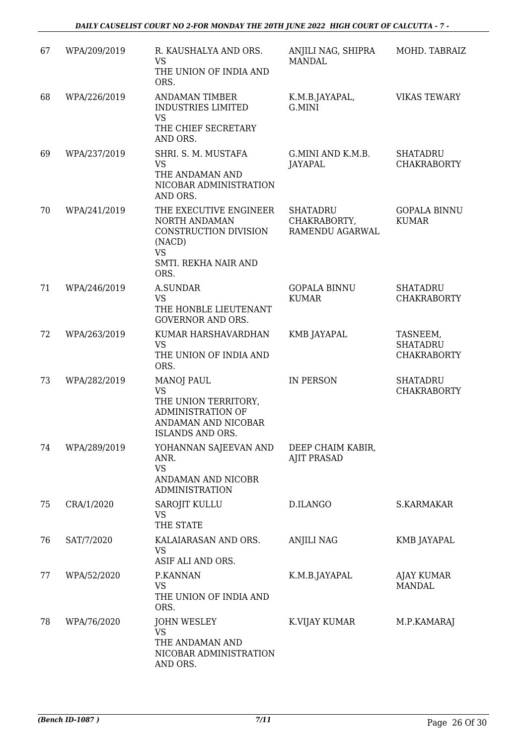| 67 | WPA/209/2019 | R. KAUSHALYA AND ORS.<br>VS<br>THE UNION OF INDIA AND ORS. | ANJILI NAG, SHIPRA MANDAL | MOHD. TABRAIZ |
|---|---|---|---|---|
| 68 | WPA/226/2019 | ANDAMAN TIMBER INDUSTRIES LIMITED<br>VS<br>THE CHIEF SECRETARY AND ORS. | K.M.B.JAYAPAL, G.MINI | VIKAS TEWARY |
| 69 | WPA/237/2019 | SHRI. S. M. MUSTAFA<br>VS<br>THE ANDAMAN AND NICOBAR ADMINISTRATION AND ORS. | G.MINI AND K.M.B. JAYAPAL | SHATADRU CHAKRABORTY |
| 70 | WPA/241/2019 | THE EXECUTIVE ENGINEER NORTH ANDAMAN CONSTRUCTION DIVISION (NACD)<br>VS<br>SMTI. REKHA NAIR AND ORS. | SHATADRU CHAKRABORTY, RAMENDU AGARWAL | GOPALA BINNU KUMAR |
| 71 | WPA/246/2019 | A.SUNDAR<br>VS<br>THE HONBLE LIEUTENANT GOVERNOR AND ORS. | GOPALA BINNU KUMAR | SHATADRU CHAKRABORTY |
| 72 | WPA/263/2019 | KUMAR HARSHAVARDHAN<br>VS<br>THE UNION OF INDIA AND ORS. | KMB JAYAPAL | TASNEEM, SHATADRU CHAKRABORTY |
| 73 | WPA/282/2019 | MANOJ PAUL<br>VS<br>THE UNION TERRITORY, ADMINISTRATION OF ANDAMAN AND NICOBAR ISLANDS AND ORS. | IN PERSON | SHATADRU CHAKRABORTY |
| 74 | WPA/289/2019 | YOHANNAN SAJEEVAN AND ANR.<br>VS<br>ANDAMAN AND NICOBR ADMINISTRATION | DEEP CHAIM KABIR, AJIT PRASAD | |
| 75 | CRA/1/2020 | SAROJIT KULLU<br>VS<br>THE STATE | D.ILANGO | S.KARMAKAR |
| 76 | SAT/7/2020 | KALAIARASAN AND ORS.<br>VS<br>ASIF ALI AND ORS. | ANJILI NAG | KMB JAYAPAL |
| 77 | WPA/52/2020 | P.KANNAN<br>VS<br>THE UNION OF INDIA AND ORS. | K.M.B.JAYAPAL | AJAY KUMAR MANDAL |
| 78 | WPA/76/2020 | JOHN WESLEY<br>VS<br>THE ANDAMAN AND NICOBAR ADMINISTRATION AND ORS. | K.VIJAY KUMAR | M.P.KAMARAJ |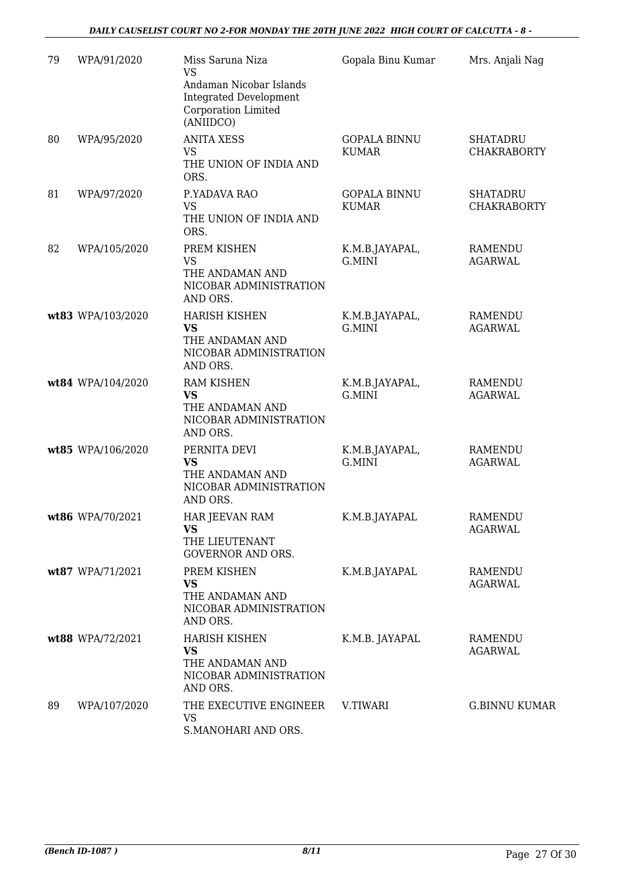| 79 | WPA/91/2020 | Miss Saruna Niza<br>VS<br>Andaman Nicobar Islands Integrated Development Corporation Limited (ANIIDCO) | Gopala Binu Kumar | Mrs. Anjali Nag |
|---|---|---|---|---|
| 80 | WPA/95/2020 | ANITA XESS<br>VS<br>THE UNION OF INDIA AND ORS. | GOPALA BINNU KUMAR | SHATADRU CHAKRABORTY |
| 81 | WPA/97/2020 | P.YADAVA RAO<br>VS<br>THE UNION OF INDIA AND ORS. | GOPALA BINNU KUMAR | SHATADRU CHAKRABORTY |
| 82 | WPA/105/2020 | PREM KISHEN<br>VS<br>THE ANDAMAN AND NICOBAR ADMINISTRATION AND ORS. | K.M.B.JAYAPAL, G.MINI | RAMENDU AGARWAL |
| **wt83** | WPA/103/2020 | HARISH KISHEN<br>**VS**<br>THE ANDAMAN AND NICOBAR ADMINISTRATION AND ORS. | K.M.B.JAYAPAL, G.MINI | RAMENDU AGARWAL |
| **wt84** | WPA/104/2020 | RAM KISHEN<br>**VS**<br>THE ANDAMAN AND NICOBAR ADMINISTRATION AND ORS. | K.M.B.JAYAPAL, G.MINI | RAMENDU AGARWAL |
| **wt85** | WPA/106/2020 | PERNITA DEVI<br>**VS**<br>THE ANDAMAN AND NICOBAR ADMINISTRATION AND ORS. | K.M.B.JAYAPAL, G.MINI | RAMENDU AGARWAL |
| **wt86** | WPA/70/2021 | HAR JEEVAN RAM<br>**VS**<br>THE LIEUTENANT GOVERNOR AND ORS. | K.M.B.JAYAPAL | RAMENDU AGARWAL |
| **wt87** | WPA/71/2021 | PREM KISHEN<br>**VS**<br>THE ANDAMAN AND NICOBAR ADMINISTRATION AND ORS. | K.M.B.JAYAPAL | RAMENDU AGARWAL |
| **wt88** | WPA/72/2021 | HARISH KISHEN<br>**VS**<br>THE ANDAMAN AND NICOBAR ADMINISTRATION AND ORS. | K.M.B. JAYAPAL | RAMENDU AGARWAL |
| 89 | WPA/107/2020 | THE EXECUTIVE ENGINEER<br>VS<br>S.MANOHARI AND ORS. | V.TIWARI | G.BINNU KUMAR |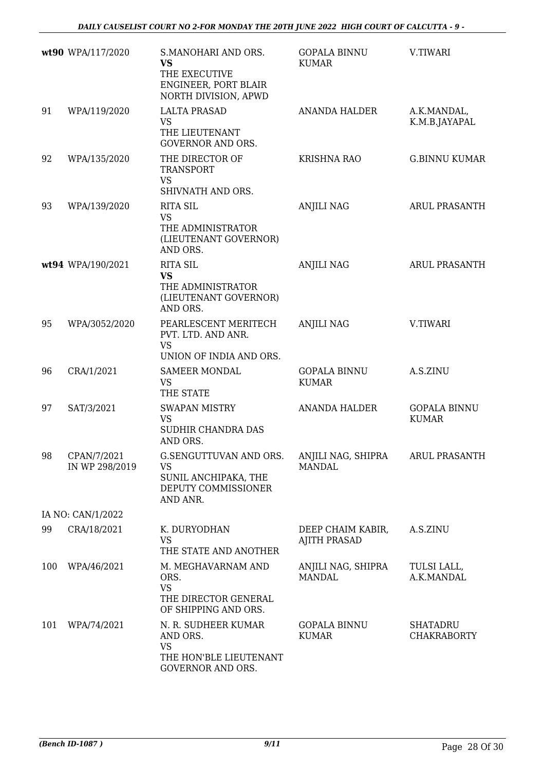| | | | | |
|---|---|---|---|---|
| **wt90** | WPA/117/2020 | S.MANOHARI AND ORS. **VS** THE EXECUTIVE ENGINEER, PORT BLAIR NORTH DIVISION, APWD | GOPALA BINNU KUMAR | V.TIWARI |
| 91 | WPA/119/2020 | LALTA PRASAD VS THE LIEUTENANT GOVERNOR AND ORS. | ANANDA HALDER | A.K.MANDAL, K.M.B.JAYAPAL |
| 92 | WPA/135/2020 | THE DIRECTOR OF TRANSPORT VS SHIVNATH AND ORS. | KRISHNA RAO | G.BINNU KUMAR |
| 93 | WPA/139/2020 | RITA SIL VS THE ADMINISTRATOR (LIEUTENANT GOVERNOR) AND ORS. | ANJILI NAG | ARUL PRASANTH |
| **wt94** | WPA/190/2021 | RITA SIL **VS** THE ADMINISTRATOR (LIEUTENANT GOVERNOR) AND ORS. | ANJILI NAG | ARUL PRASANTH |
| 95 | WPA/3052/2020 | PEARLESCENT MERITECH PVT. LTD. AND ANR. VS UNION OF INDIA AND ORS. | ANJILI NAG | V.TIWARI |
| 96 | CRA/1/2021 | SAMEER MONDAL VS THE STATE | GOPALA BINNU KUMAR | A.S.ZINU |
| 97 | SAT/3/2021 | SWAPAN MISTRY VS SUDHIR CHANDRA DAS AND ORS. | ANANDA HALDER | GOPALA BINNU KUMAR |
| 98 | CPAN/7/2021 IN WP 298/2019 | G.SENGUTTUVAN AND ORS. VS SUNIL ANCHIPAKA, THE DEPUTY COMMISSIONER AND ANR. | ANJILI NAG, SHIPRA MANDAL | ARUL PRASANTH |
| | IA NO: CAN/1/2022 | | | |
| 99 | CRA/18/2021 | K. DURYODHAN VS THE STATE AND ANOTHER | DEEP CHAIM KABIR, AJITH PRASAD | A.S.ZINU |
| 100 | WPA/46/2021 | M. MEGHAVARNAM AND ORS. VS THE DIRECTOR GENERAL OF SHIPPING AND ORS. | ANJILI NAG, SHIPRA MANDAL | TULSI LALL, A.K.MANDAL |
| 101 | WPA/74/2021 | N. R. SUDHEER KUMAR AND ORS. VS THE HON'BLE LIEUTENANT GOVERNOR AND ORS. | GOPALA BINNU KUMAR | SHATADRU CHAKRABORTY |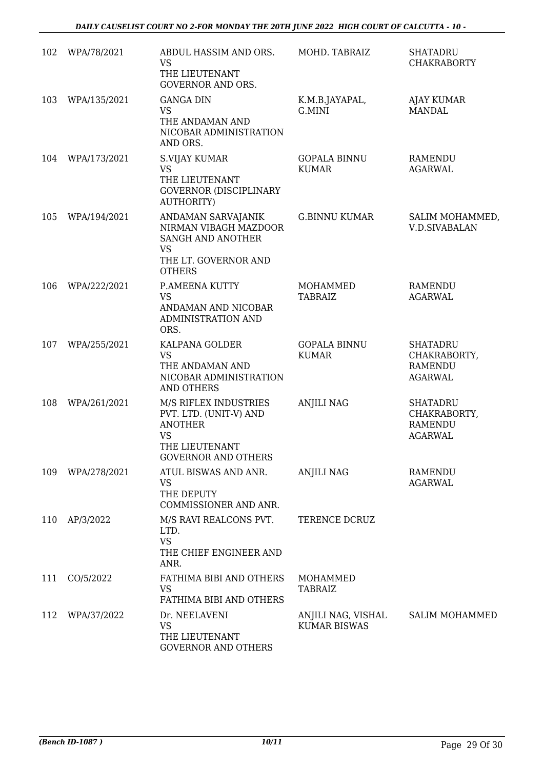| 102 | WPA/78/2021 | ABDUL HASSIM AND ORS.<br>VS<br>THE LIEUTENANT GOVERNOR AND ORS. | MOHD. TABRAIZ | SHATADRU CHAKRABORTY |
|---|---|---|---|---|
| 103 | WPA/135/2021 | GANGA DIN<br>VS<br>THE ANDAMAN AND NICOBAR ADMINISTRATION AND ORS. | K.M.B.JAYAPAL, G.MINI | AJAY KUMAR MANDAL |
| 104 | WPA/173/2021 | S.VIJAY KUMAR<br>VS<br>THE LIEUTENANT GOVERNOR (DISCIPLINARY AUTHORITY) | GOPALA BINNU KUMAR | RAMENDU AGARWAL |
| 105 | WPA/194/2021 | ANDAMAN SARVAJANIK NIRMAN VIBAGH MAZDOOR SANGH AND ANOTHER<br>VS<br>THE LT. GOVERNOR AND OTHERS | G.BINNU KUMAR | SALIM MOHAMMED, V.D.SIVABALAN |
| 106 | WPA/222/2021 | P.AMEENA KUTTY<br>VS<br>ANDAMAN AND NICOBAR ADMINISTRATION AND ORS. | MOHAMMED TABRAIZ | RAMENDU AGARWAL |
| 107 | WPA/255/2021 | KALPANA GOLDER<br>VS<br>THE ANDAMAN AND NICOBAR ADMINISTRATION AND OTHERS | GOPALA BINNU KUMAR | SHATADRU CHAKRABORTY, RAMENDU AGARWAL |
| 108 | WPA/261/2021 | M/S RIFLEX INDUSTRIES PVT. LTD. (UNIT-V) AND ANOTHER<br>VS<br>THE LIEUTENANT GOVERNOR AND OTHERS | ANJILI NAG | SHATADRU CHAKRABORTY, RAMENDU AGARWAL |
| 109 | WPA/278/2021 | ATUL BISWAS AND ANR.<br>VS<br>THE DEPUTY COMMISSIONER AND ANR. | ANJILI NAG | RAMENDU AGARWAL |
| 110 | AP/3/2022 | M/S RAVI REALCONS PVT. LTD.<br>VS<br>THE CHIEF ENGINEER AND ANR. | TERENCE DCRUZ | |
| 111 | CO/5/2022 | FATHIMA BIBI AND OTHERS<br>VS<br>FATHIMA BIBI AND OTHERS | MOHAMMED TABRAIZ | |
| 112 | WPA/37/2022 | Dr. NEELAVENI<br>VS<br>THE LIEUTENANT GOVERNOR AND OTHERS | ANJILI NAG, VISHAL KUMAR BISWAS | SALIM MOHAMMED |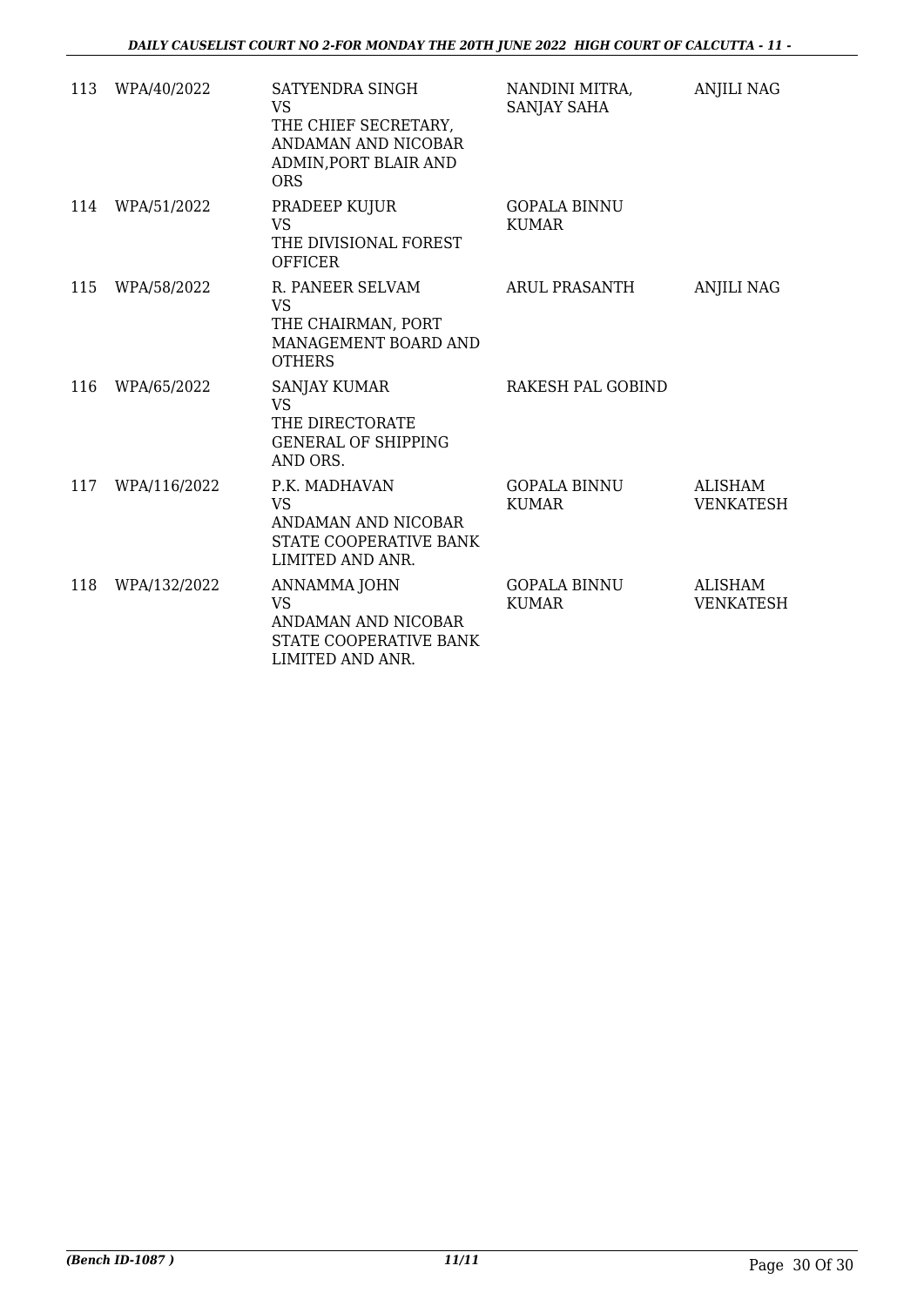| | | | | |
|---|---|---|---|---|
| 113 | WPA/40/2022 | SATYENDRA SINGH<br>VS<br>THE CHIEF SECRETARY, ANDAMAN AND NICOBAR ADMIN,PORT BLAIR AND ORS | NANDINI MITRA, SANJAY SAHA | ANJILI NAG |
| 114 | WPA/51/2022 | PRADEEP KUJUR<br>VS<br>THE DIVISIONAL FOREST OFFICER | GOPALA BINNU KUMAR | |
| 115 | WPA/58/2022 | R. PANEER SELVAM<br>VS<br>THE CHAIRMAN, PORT MANAGEMENT BOARD AND OTHERS | ARUL PRASANTH | ANJILI NAG |
| 116 | WPA/65/2022 | SANJAY KUMAR<br>VS<br>THE DIRECTORATE GENERAL OF SHIPPING AND ORS. | RAKESH PAL GOBIND | |
| 117 | WPA/116/2022 | P.K. MADHAVAN<br>VS<br>ANDAMAN AND NICOBAR STATE COOPERATIVE BANK LIMITED AND ANR. | GOPALA BINNU KUMAR | ALISHAM VENKATESH |
| 118 | WPA/132/2022 | ANNAMMA JOHN<br>VS<br>ANDAMAN AND NICOBAR STATE COOPERATIVE BANK LIMITED AND ANR. | GOPALA BINNU KUMAR | ALISHAM VENKATESH |